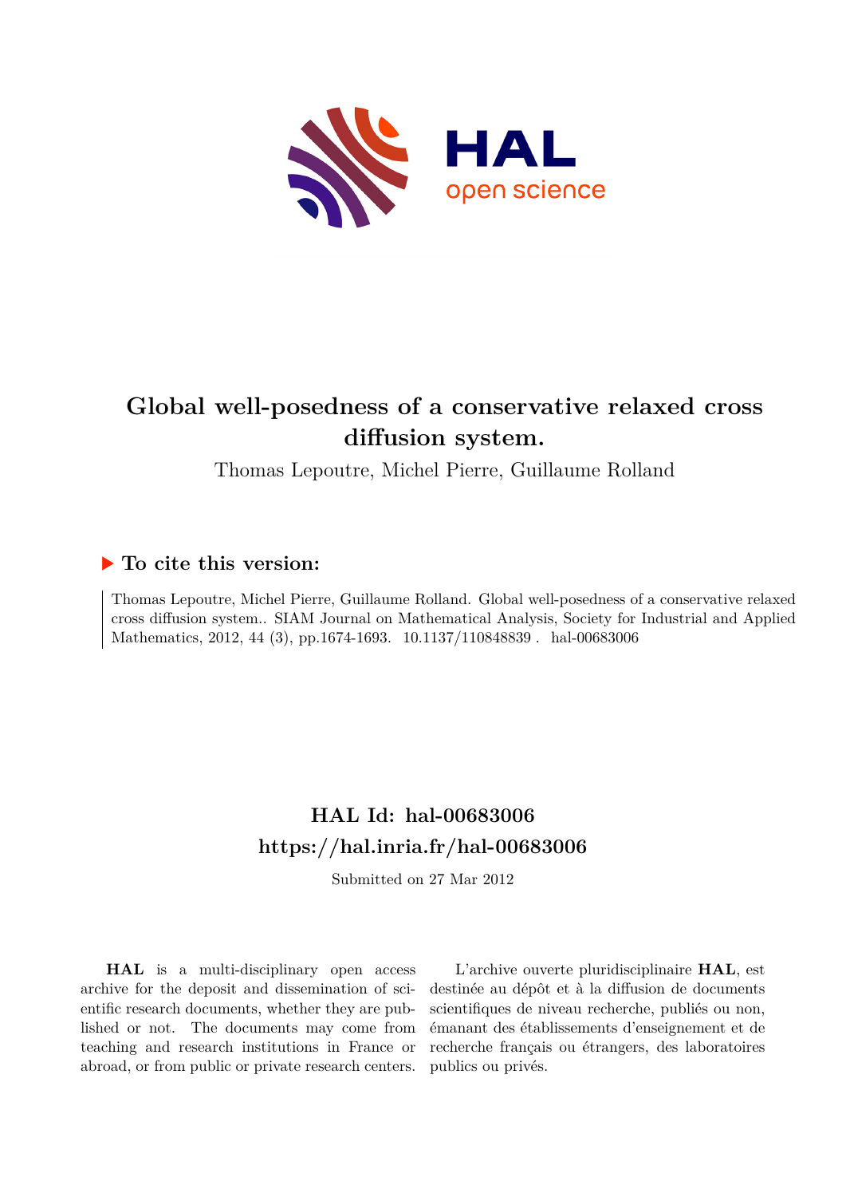# Global well-posedness of a conservative relaxed cross diffusion system.

Thomas Lepoutre, Michel Pierre, Guillaume Rolland

## ▶ To cite this version:

Thomas Lepoutre, Michel Pierre, Guillaume Rolland. Global well-posedness of a conservative relaxed cross diffusion system.. SIAM Journal on Mathematical Analysis, Society for Industrial and Applied Mathematics, 2012, 44 (3), pp.1674-1693. 10.1137/110848839 . hal-00683006

## HAL Id: hal-00683006
## https://hal.inria.fr/hal-00683006

Submitted on 27 Mar 2012

**HAL** is a multi-disciplinary open access archive for the deposit and dissemination of scientific research documents, whether they are published or not. The documents may come from teaching and research institutions in France or abroad, or from public or private research centers.

L'archive ouverte pluridisciplinaire **HAL**, est destinée au dépôt et à la diffusion de documents scientifiques de niveau recherche, publiés ou non, émanant des établissements d'enseignement et de recherche français ou étrangers, des laboratoires publics ou privés.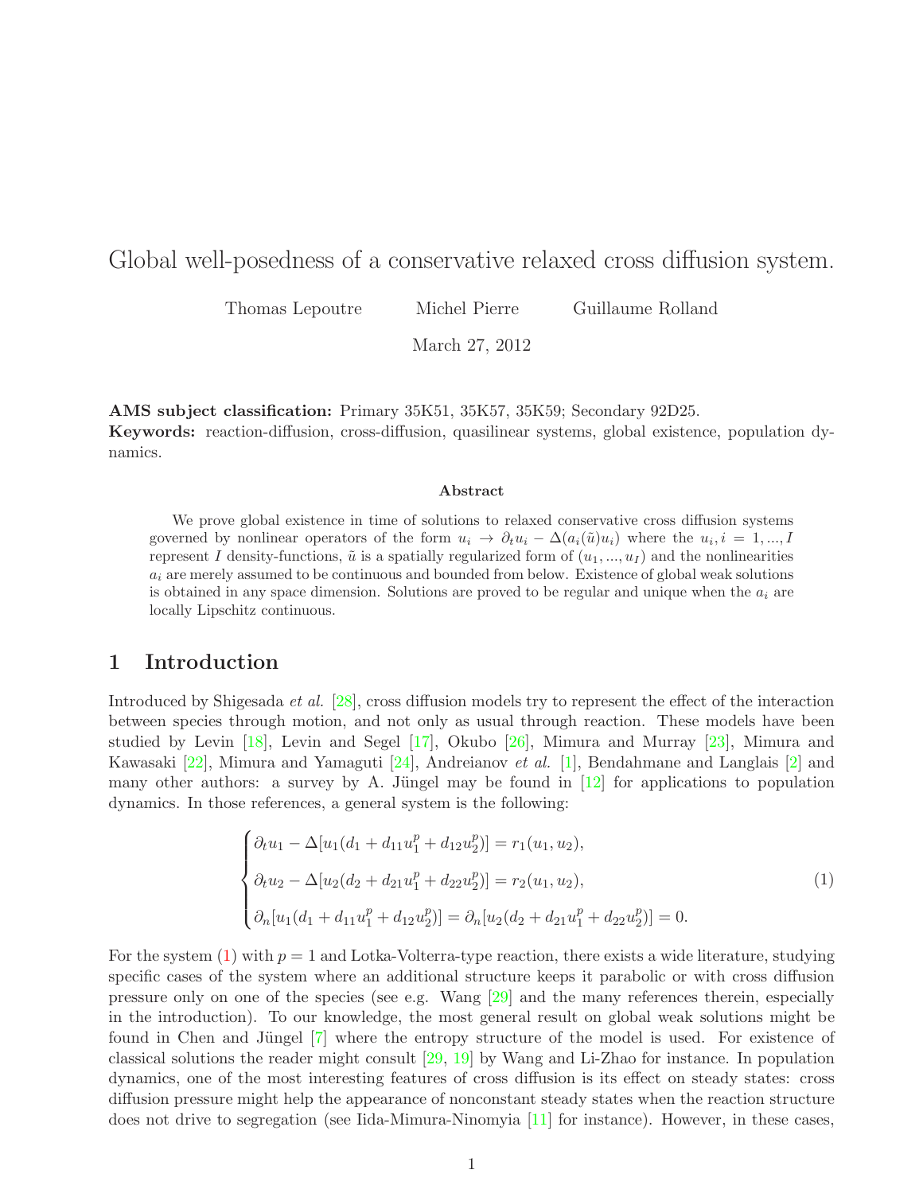# Global well-posedness of a conservative relaxed cross diffusion system.

Thomas Lepoutre   Michel Pierre   Guillaume Rolland

March 27, 2012

**AMS subject classification:** Primary 35K51, 35K57, 35K59; Secondary 92D25.
**Keywords:** reaction-diffusion, cross-diffusion, quasilinear systems, global existence, population dynamics.

### Abstract

We prove global existence in time of solutions to relaxed conservative cross diffusion systems governed by nonlinear operators of the form $u_i \to \partial_t u_i - \Delta(a_i(\tilde{u})u_i)$ where the $u_i, i = 1, ..., I$ represent $I$ density-functions, $\tilde{u}$ is a spatially regularized form of $(u_1, ..., u_I)$ and the nonlinearities $a_i$ are merely assumed to be continuous and bounded from below. Existence of global weak solutions is obtained in any space dimension. Solutions are proved to be regular and unique when the $a_i$ are locally Lipschitz continuous.

## 1 Introduction

Introduced by Shigesada *et al.* [28], cross diffusion models try to represent the effect of the interaction between species through motion, and not only as usual through reaction. These models have been studied by Levin [18], Levin and Segel [17], Okubo [26], Mimura and Murray [23], Mimura and Kawasaki [22], Mimura and Yamaguti [24], Andreianov *et al.* [1], Bendahmane and Langlais [2] and many other authors: a survey by A. Jüngel may be found in [12] for applications to population dynamics. In those references, a general system is the following:

$$
\begin{cases}
\partial_t u_1 - \Delta[u_1(d_1 + d_{11}u_1^p + d_{12}u_2^p)] = r_1(u_1, u_2), \\
\partial_t u_2 - \Delta[u_2(d_2 + d_{21}u_1^p + d_{22}u_2^p)] = r_2(u_1, u_2), \\
\partial_n[u_1(d_1 + d_{11}u_1^p + d_{12}u_2^p)] = \partial_n[u_2(d_2 + d_{21}u_1^p + d_{22}u_2^p)] = 0.
\end{cases}
\tag{1}
$$

For the system (1) with $p = 1$ and Lotka-Volterra-type reaction, there exists a wide literature, studying specific cases of the system where an additional structure keeps it parabolic or with cross diffusion pressure only on one of the species (see e.g. Wang [29] and the many references therein, especially in the introduction). To our knowledge, the most general result on global weak solutions might be found in Chen and Jüngel [7] where the entropy structure of the model is used. For existence of classical solutions the reader might consult [29, 19] by Wang and Li-Zhao for instance. In population dynamics, one of the most interesting features of cross diffusion is its effect on steady states: cross diffusion pressure might help the appearance of nonconstant steady states when the reaction structure does not drive to segregation (see Iida-Mimura-Ninomyia [11] for instance). However, in these cases,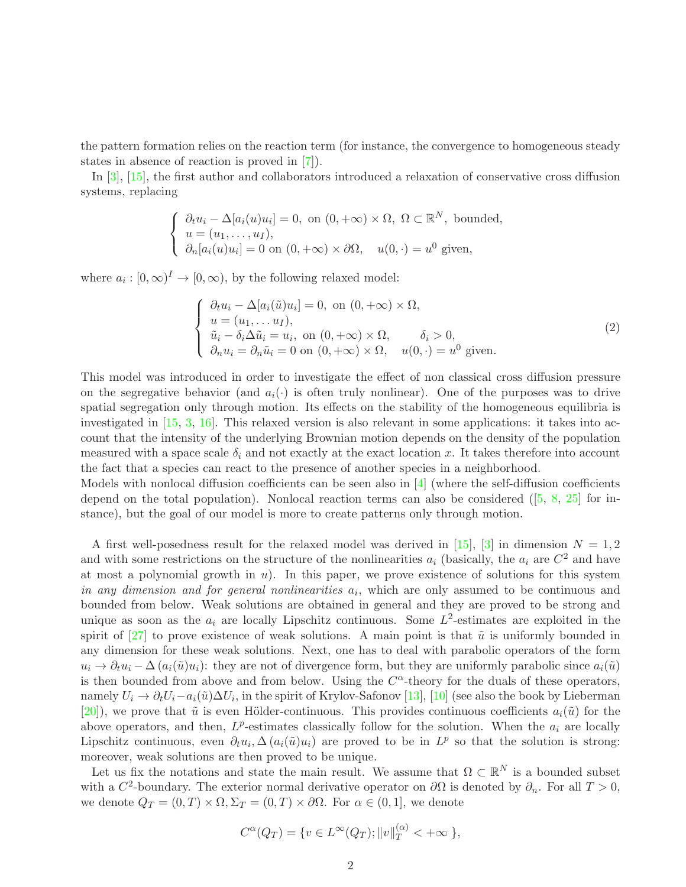the pattern formation relies on the reaction term (for instance, the convergence to homogeneous steady states in absence of reaction is proved in [7]).

In [3], [15], the first author and collaborators introduced a relaxation of conservative cross diffusion systems, replacing

$$\begin{cases} \partial_t u_i - \Delta[a_i(u)u_i] = 0, \text{ on } (0,+\infty)\times\Omega,\ \Omega\subset\mathbb{R}^N, \text{ bounded,} \\ u=(u_1,\ldots,u_I), \\ \partial_n[a_i(u)u_i]=0 \text{ on } (0,+\infty)\times\partial\Omega, \quad u(0,\cdot)=u^0 \text{ given,} \end{cases}$$

where $a_i : [0,\infty)^I \to [0,\infty)$, by the following relaxed model:

$$\begin{cases} \partial_t u_i - \Delta[a_i(\tilde{u})u_i] = 0, \text{ on } (0,+\infty)\times\Omega, \\ u=(u_1,\ldots u_I), \\ \tilde{u}_i - \delta_i\Delta\tilde{u}_i = u_i, \text{ on } (0,+\infty)\times\Omega, \qquad \delta_i>0, \\ \partial_n u_i = \partial_n \tilde{u}_i = 0 \text{ on } (0,+\infty)\times\Omega, \quad u(0,\cdot)=u^0 \text{ given.} \end{cases} \tag{2}$$

This model was introduced in order to investigate the effect of non classical cross diffusion pressure on the segregative behavior (and $a_i(\cdot)$ is often truly nonlinear). One of the purposes was to drive spatial segregation only through motion. Its effects on the stability of the homogeneous equilibria is investigated in [15, 3, 16]. This relaxed version is also relevant in some applications: it takes into account that the intensity of the underlying Brownian motion depends on the density of the population measured with a space scale $\delta_i$ and not exactly at the exact location $x$. It takes therefore into account the fact that a species can react to the presence of another species in a neighborhood.
Models with nonlocal diffusion coefficients can be seen also in [4] (where the self-diffusion coefficients depend on the total population). Nonlocal reaction terms can also be considered ([5, 8, 25] for instance), but the goal of our model is more to create patterns only through motion.

A first well-posedness result for the relaxed model was derived in [15], [3] in dimension $N=1,2$ and with some restrictions on the structure of the nonlinearities $a_i$ (basically, the $a_i$ are $C^2$ and have at most a polynomial growth in $u$). In this paper, we prove existence of solutions for this system *in any dimension and for general nonlinearities* $a_i$, which are only assumed to be continuous and bounded from below. Weak solutions are obtained in general and they are proved to be strong and unique as soon as the $a_i$ are locally Lipschitz continuous. Some $L^2$-estimates are exploited in the spirit of [27] to prove existence of weak solutions. A main point is that $\tilde{u}$ is uniformly bounded in any dimension for these weak solutions. Next, one has to deal with parabolic operators of the form $u_i \to \partial_t u_i - \Delta(a_i(\tilde{u})u_i)$: they are not of divergence form, but they are uniformly parabolic since $a_i(\tilde{u})$ is then bounded from above and from below. Using the $C^\alpha$-theory for the duals of these operators, namely $U_i \to \partial_t U_i - a_i(\tilde{u})\Delta U_i$, in the spirit of Krylov-Safonov [13], [10] (see also the book by Lieberman [20]), we prove that $\tilde{u}$ is even Hölder-continuous. This provides continuous coefficients $a_i(\tilde{u})$ for the above operators, and then, $L^p$-estimates classically follow for the solution. When the $a_i$ are locally Lipschitz continuous, even $\partial_t u_i, \Delta(a_i(\tilde{u})u_i)$ are proved to be in $L^p$ so that the solution is strong: moreover, weak solutions are then proved to be unique.

Let us fix the notations and state the main result. We assume that $\Omega\subset\mathbb{R}^N$ is a bounded subset with a $C^2$-boundary. The exterior normal derivative operator on $\partial\Omega$ is denoted by $\partial_n$. For all $T>0$, we denote $Q_T=(0,T)\times\Omega, \Sigma_T=(0,T)\times\partial\Omega$. For $\alpha\in(0,1]$, we denote

$$C^\alpha(Q_T)=\{v\in L^\infty(Q_T); \|v\|_T^{(\alpha)}<+\infty\},$$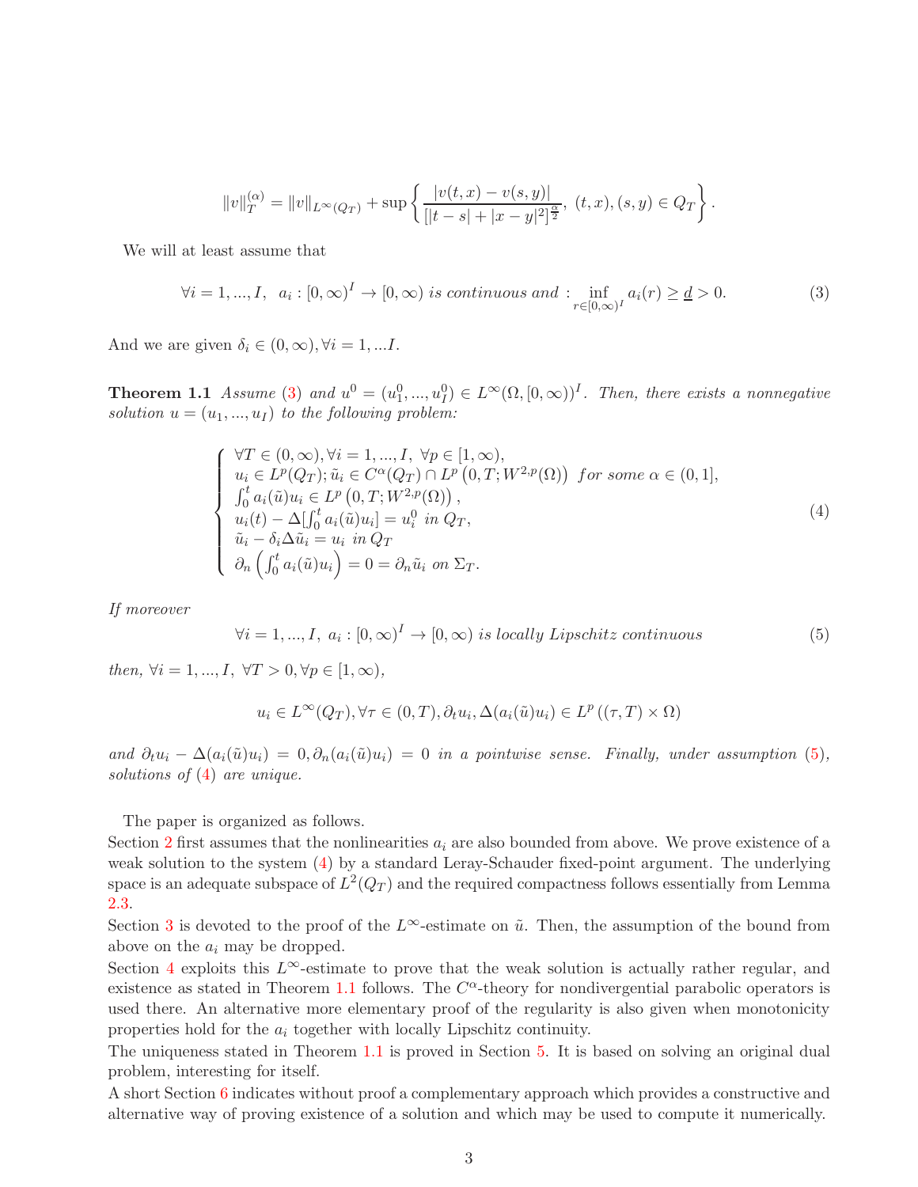$$\|v\|_T^{(\alpha)} = \|v\|_{L^\infty(Q_T)} + \sup\left\{ \frac{|v(t,x)-v(s,y)|}{[|t-s|+|x-y|^2]^{\frac{\alpha}{2}}},\ (t,x),(s,y)\in Q_T \right\}.$$

We will at least assume that

$$\forall i=1,...,I,\ \ a_i:[0,\infty)^I \to [0,\infty) \textit{ is continuous and} :\inf_{r\in[0,\infty)^I} a_i(r) \geq \underline{d} > 0. \tag{3}$$

And we are given $\delta_i \in (0,\infty), \forall i = 1,...I$.

**Theorem 1.1** *Assume (3) and $u^0 = (u_1^0,...,u_I^0) \in L^\infty(\Omega,[0,\infty))^I$. Then, there exists a nonnegative solution $u=(u_1,...,u_I)$ to the following problem:*

$$\left\{ \begin{array}{l} \forall T\in(0,\infty), \forall i=1,...,I,\ \forall p\in[1,\infty),\\ u_i \in L^p(Q_T); \tilde{u}_i \in C^\alpha(Q_T)\cap L^p\left(0,T;W^{2,p}(\Omega)\right)\ \textit{for some } \alpha\in(0,1],\\ \int_0^t a_i(\tilde{u})u_i \in L^p\left(0,T;W^{2,p}(\Omega)\right),\\ u_i(t) - \Delta[\int_0^t a_i(\tilde{u})u_i] = u_i^0 \textit{ in } Q_T,\\ \tilde{u}_i - \delta_i\Delta\tilde{u}_i = u_i \textit{ in } Q_T\\ \partial_n\left(\int_0^t a_i(\tilde{u})u_i\right) = 0 = \partial_n\tilde{u}_i \textit{ on } \Sigma_T. \end{array}\right. \tag{4}$$

*If moreover*

$$\forall i=1,...,I,\ a_i:[0,\infty)^I\to[0,\infty) \textit{ is locally Lipschitz continuous} \tag{5}$$

*then, $\forall i=1,...,I,\ \forall T>0, \forall p\in[1,\infty)$,*

$$u_i \in L^\infty(Q_T), \forall \tau\in(0,T), \partial_t u_i, \Delta(a_i(\tilde{u})u_i) \in L^p\left((\tau,T)\times\Omega\right)$$

*and $\partial_t u_i - \Delta(a_i(\tilde{u})u_i) = 0, \partial_n(a_i(\tilde{u})u_i) = 0$ in a pointwise sense. Finally, under assumption (5), solutions of (4) are unique.*

The paper is organized as follows.
Section 2 first assumes that the nonlinearities $a_i$ are also bounded from above. We prove existence of a weak solution to the system (4) by a standard Leray-Schauder fixed-point argument. The underlying space is an adequate subspace of $L^2(Q_T)$ and the required compactness follows essentially from Lemma 2.3.
Section 3 is devoted to the proof of the $L^\infty$-estimate on $\tilde{u}$. Then, the assumption of the bound from above on the $a_i$ may be dropped.
Section 4 exploits this $L^\infty$-estimate to prove that the weak solution is actually rather regular, and existence as stated in Theorem 1.1 follows. The $C^\alpha$-theory for nondivergential parabolic operators is used there. An alternative more elementary proof of the regularity is also given when monotonicity properties hold for the $a_i$ together with locally Lipschitz continuity.
The uniqueness stated in Theorem 1.1 is proved in Section 5. It is based on solving an original dual problem, interesting for itself.
A short Section 6 indicates without proof a complementary approach which provides a constructive and alternative way of proving existence of a solution and which may be used to compute it numerically.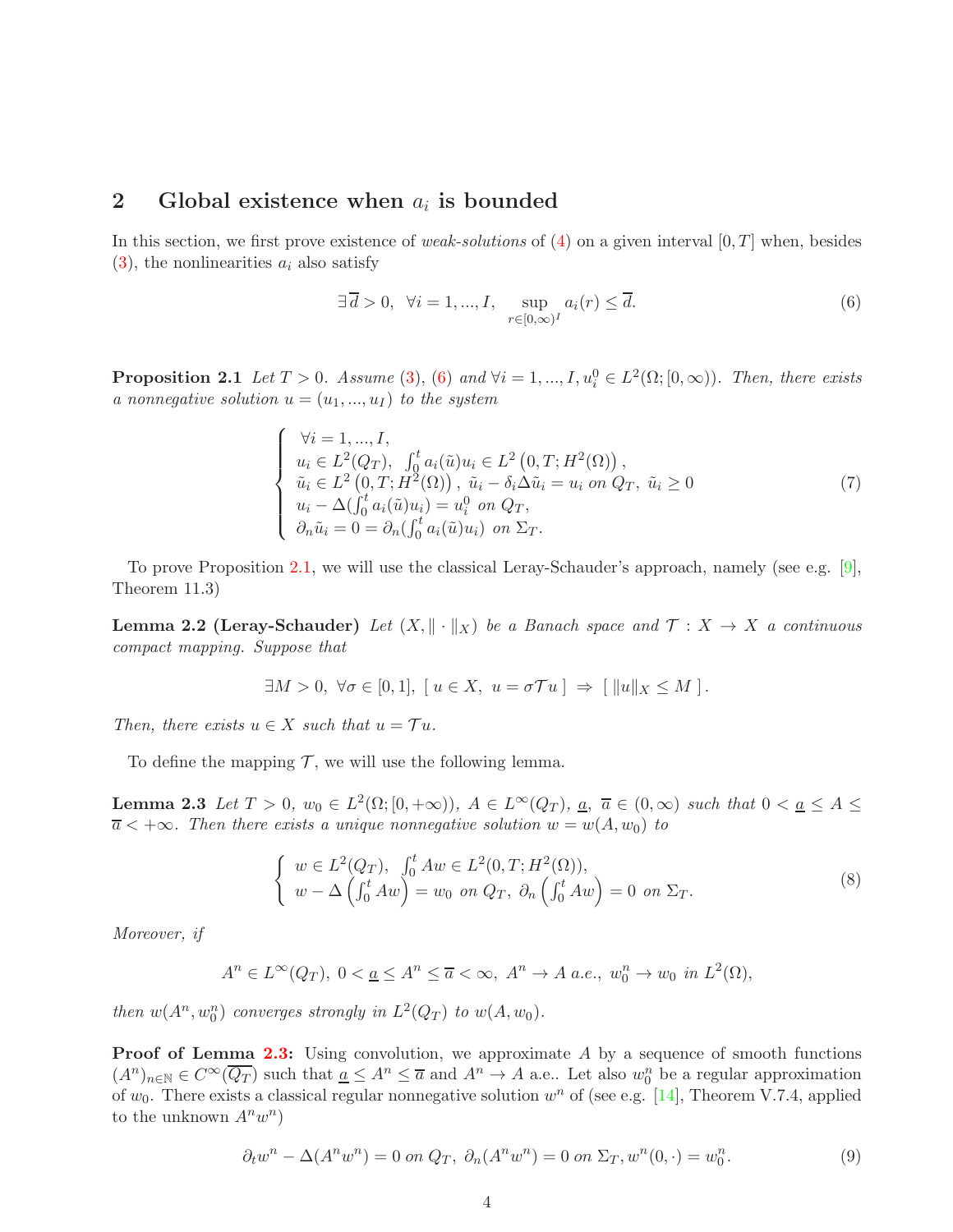## 2 Global existence when $a_i$ is bounded

In this section, we first prove existence of *weak-solutions* of (4) on a given interval $[0, T]$ when, besides (3), the nonlinearities $a_i$ also satisfy

$$\exists \overline{d} > 0, \;\; \forall i = 1, ..., I, \;\; \sup_{r \in [0,\infty)^I} a_i(r) \leq \overline{d}. \tag{6}$$

**Proposition 2.1** *Let $T > 0$. Assume (3), (6) and $\forall i = 1, ..., I, u_i^0 \in L^2(\Omega; [0, \infty))$. Then, there exists a nonnegative solution $u = (u_1, ..., u_I)$ to the system*

$$\begin{cases} \;\forall i = 1, ..., I, \\ \;u_i \in L^2(Q_T), \;\; \int_0^t a_i(\tilde{u}) u_i \in L^2\left(0, T; H^2(\Omega)\right), \\ \;\tilde{u}_i \in L^2\left(0, T; H^2(\Omega)\right), \; \tilde{u}_i - \delta_i \Delta \tilde{u}_i = u_i \text{ on } Q_T, \; \tilde{u}_i \geq 0 \\ \;u_i - \Delta(\int_0^t a_i(\tilde{u}) u_i) = u_i^0 \text{ on } Q_T, \\ \;\partial_n \tilde{u}_i = 0 = \partial_n(\int_0^t a_i(\tilde{u}) u_i) \text{ on } \Sigma_T. \end{cases} \tag{7}$$

To prove Proposition 2.1, we will use the classical Leray-Schauder's approach, namely (see e.g. [9], Theorem 11.3)

**Lemma 2.2 (Leray-Schauder)** *Let $(X, \|\cdot\|_X)$ be a Banach space and $\mathcal{T} : X \to X$ a continuous compact mapping. Suppose that*

$$\exists M > 0, \; \forall \sigma \in [0, 1], \; [\; u \in X, \; u = \sigma \mathcal{T} u \;] \; \Rightarrow \; [\; \|u\|_X \leq M \;].$$

*Then, there exists $u \in X$ such that $u = \mathcal{T} u$.*

To define the mapping $\mathcal{T}$, we will use the following lemma.

**Lemma 2.3** *Let $T > 0$, $w_0 \in L^2(\Omega; [0, +\infty))$, $A \in L^\infty(Q_T)$, $\underline{a}$, $\overline{a} \in (0, \infty)$ such that $0 < \underline{a} \leq A \leq \overline{a} < +\infty$. Then there exists a unique nonnegative solution $w = w(A, w_0)$ to*

$$\begin{cases} \;w \in L^2(Q_T), \;\; \int_0^t Aw \in L^2(0, T; H^2(\Omega)), \\ \;w - \Delta\left(\int_0^t Aw\right) = w_0 \text{ on } Q_T, \; \partial_n\left(\int_0^t Aw\right) = 0 \text{ on } \Sigma_T. \end{cases} \tag{8}$$

*Moreover, if*

$$A^n \in L^\infty(Q_T), \; 0 < \underline{a} \leq A^n \leq \overline{a} < \infty, \; A^n \to A \text{ a.e.}, \; w_0^n \to w_0 \text{ in } L^2(\Omega),$$

*then $w(A^n, w_0^n)$ converges strongly in $L^2(Q_T)$ to $w(A, w_0)$.*

**Proof of Lemma 2.3:** Using convolution, we approximate $A$ by a sequence of smooth functions $(A^n)_{n \in \mathbb{N}} \in C^\infty(\overline{Q_T})$ such that $\underline{a} \leq A^n \leq \overline{a}$ and $A^n \to A$ a.e.. Let also $w_0^n$ be a regular approximation of $w_0$. There exists a classical regular nonnegative solution $w^n$ of (see e.g. [14], Theorem V.7.4, applied to the unknown $A^n w^n$)

$$\partial_t w^n - \Delta(A^n w^n) = 0 \text{ on } Q_T, \; \partial_n(A^n w^n) = 0 \text{ on } \Sigma_T, w^n(0, \cdot) = w_0^n. \tag{9}$$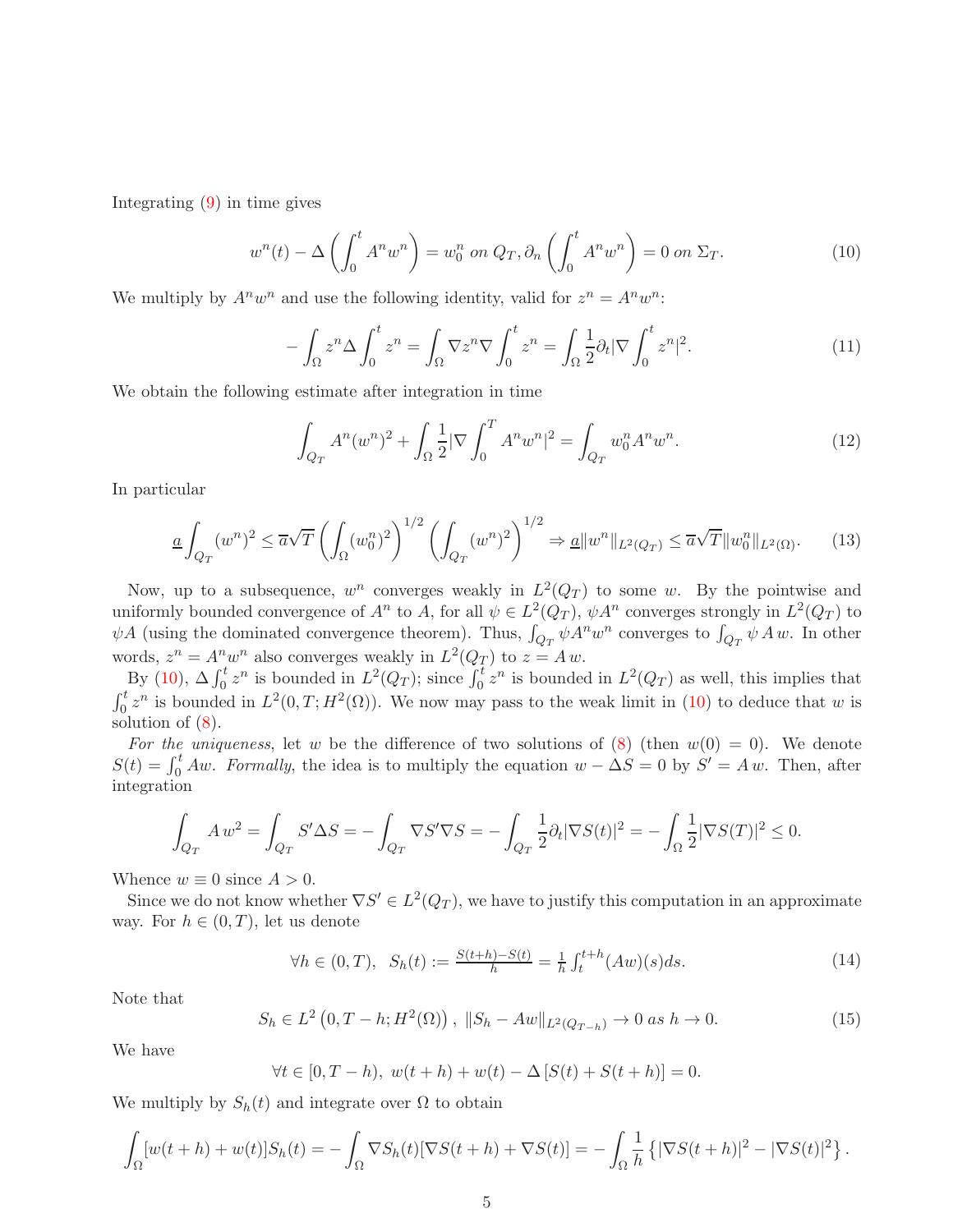Integrating (9) in time gives

$$w^n(t) - \Delta\left(\int_0^t A^n w^n\right) = w_0^n \text{ on } Q_T, \partial_n\left(\int_0^t A^n w^n\right) = 0 \text{ on } \Sigma_T. \tag{10}$$

We multiply by $A^n w^n$ and use the following identity, valid for $z^n = A^n w^n$:

$$-\int_\Omega z^n \Delta \int_0^t z^n = \int_\Omega \nabla z^n \nabla \int_0^t z^n = \int_\Omega \frac{1}{2}\partial_t |\nabla \int_0^t z^n|^2. \tag{11}$$

We obtain the following estimate after integration in time

$$\int_{Q_T} A^n (w^n)^2 + \int_\Omega \frac{1}{2}|\nabla \int_0^T A^n w^n|^2 = \int_{Q_T} w_0^n A^n w^n. \tag{12}$$

In particular

$$\underline{a}\int_{Q_T}(w^n)^2 \le \overline{a}\sqrt{T}\left(\int_\Omega (w_0^n)^2\right)^{1/2}\left(\int_{Q_T}(w^n)^2\right)^{1/2} \Rightarrow \underline{a}\|w^n\|_{L^2(Q_T)} \le \overline{a}\sqrt{T}\|w_0^n\|_{L^2(\Omega)}. \tag{13}$$

Now, up to a subsequence, $w^n$ converges weakly in $L^2(Q_T)$ to some $w$. By the pointwise and uniformly bounded convergence of $A^n$ to $A$, for all $\psi \in L^2(Q_T)$, $\psi A^n$ converges strongly in $L^2(Q_T)$ to $\psi A$ (using the dominated convergence theorem). Thus, $\int_{Q_T} \psi A^n w^n$ converges to $\int_{Q_T} \psi\, A\, w$. In other words, $z^n = A^n w^n$ also converges weakly in $L^2(Q_T)$ to $z = A\, w$.

By (10), $\Delta \int_0^t z^n$ is bounded in $L^2(Q_T)$; since $\int_0^t z^n$ is bounded in $L^2(Q_T)$ as well, this implies that $\int_0^t z^n$ is bounded in $L^2(0,T;H^2(\Omega))$. We now may pass to the weak limit in (10) to deduce that $w$ is solution of (8).

*For the uniqueness*, let $w$ be the difference of two solutions of (8) (then $w(0) = 0$). We denote $S(t) = \int_0^t Aw$. *Formally*, the idea is to multiply the equation $w - \Delta S = 0$ by $S' = A\, w$. Then, after integration

$$\int_{Q_T} A\, w^2 = \int_{Q_T} S' \Delta S = -\int_{Q_T} \nabla S' \nabla S = -\int_{Q_T} \frac{1}{2}\partial_t |\nabla S(t)|^2 = -\int_\Omega \frac{1}{2}|\nabla S(T)|^2 \le 0.$$

Whence $w \equiv 0$ since $A > 0$.

Since we do not know whether $\nabla S' \in L^2(Q_T)$, we have to justify this computation in an approximate way. For $h \in (0,T)$, let us denote

$$\forall h \in (0,T), \;\; S_h(t) := \tfrac{S(t+h)-S(t)}{h} = \tfrac{1}{h}\int_t^{t+h}(Aw)(s)ds. \tag{14}$$

Note that

$$S_h \in L^2\left(0, T-h; H^2(\Omega)\right), \;\|S_h - Aw\|_{L^2(Q_{T-h})} \to 0 \text{ as } h \to 0. \tag{15}$$

We have

$$\forall t \in [0, T-h), \; w(t+h) + w(t) - \Delta\left[S(t) + S(t+h)\right] = 0.$$

We multiply by $S_h(t)$ and integrate over $\Omega$ to obtain

$$\int_\Omega [w(t+h) + w(t)] S_h(t) = -\int_\Omega \nabla S_h(t)[\nabla S(t+h) + \nabla S(t)] = -\int_\Omega \frac{1}{h}\left\{|\nabla S(t+h)|^2 - |\nabla S(t)|^2\right\}.$$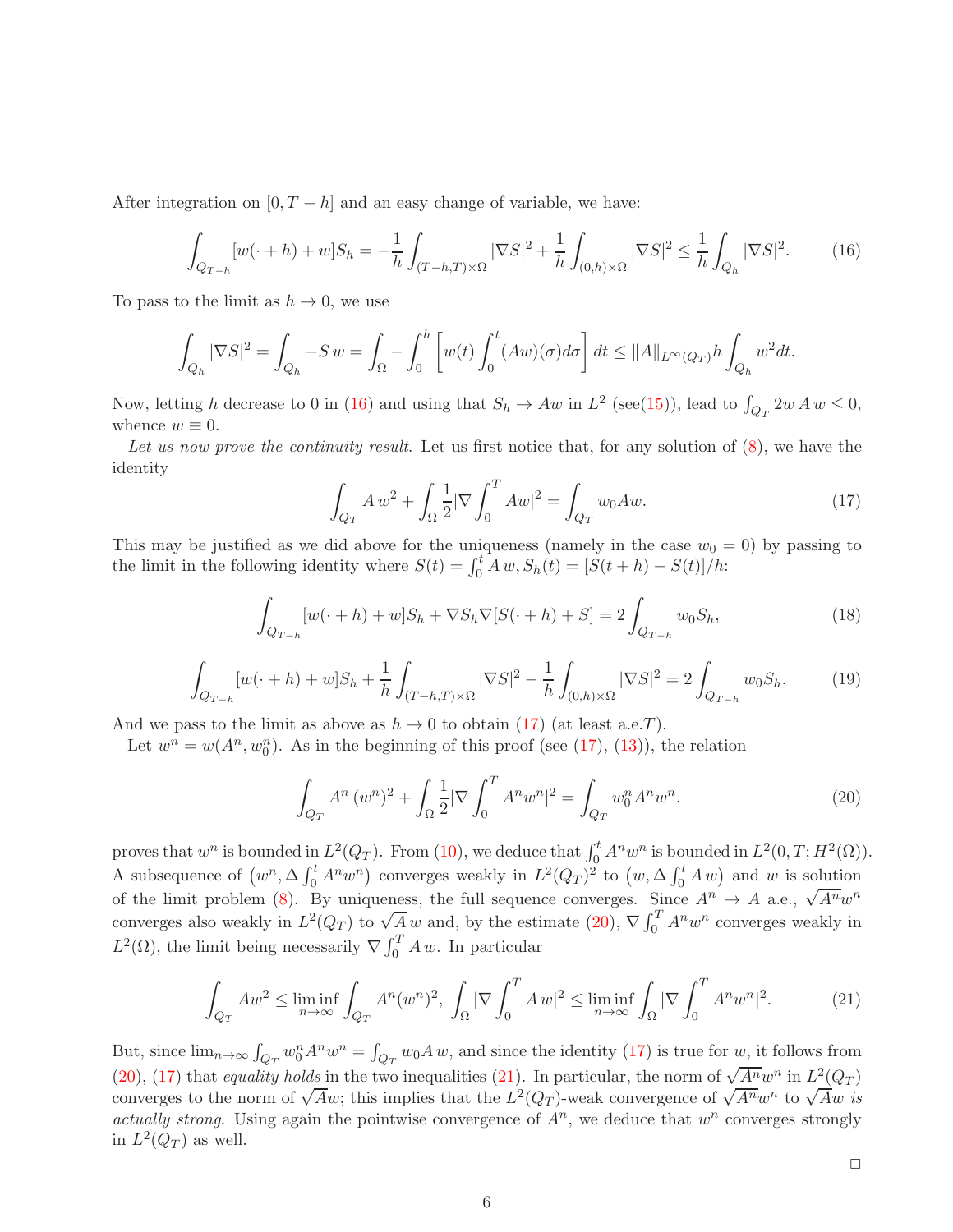After integration on $[0, T-h]$ and an easy change of variable, we have:

$$\int_{Q_{T-h}} [w(\cdot + h) + w] S_h = -\frac{1}{h} \int_{(T-h,T)\times\Omega} |\nabla S|^2 + \frac{1}{h} \int_{(0,h)\times\Omega} |\nabla S|^2 \leq \frac{1}{h} \int_{Q_h} |\nabla S|^2. \tag{16}$$

To pass to the limit as $h \to 0$, we use

$$\int_{Q_h} |\nabla S|^2 = \int_{Q_h} -S\, w = \int_\Omega -\int_0^h \left[ w(t) \int_0^t (Aw)(\sigma) d\sigma \right] dt \leq \|A\|_{L^\infty(Q_T)} h \int_{Q_h} w^2 dt.$$

Now, letting $h$ decrease to 0 in (16) and using that $S_h \to Aw$ in $L^2$ (see(15)), lead to $\int_{Q_T} 2w\, A\, w \leq 0$, whence $w \equiv 0$.

*Let us now prove the continuity result.* Let us first notice that, for any solution of (8), we have the identity

$$\int_{Q_T} A\, w^2 + \int_\Omega \frac{1}{2} |\nabla \int_0^T Aw|^2 = \int_{Q_T} w_0 A w. \tag{17}$$

This may be justified as we did above for the uniqueness (namely in the case $w_0 = 0$) by passing to the limit in the following identity where $S(t) = \int_0^t A\, w, S_h(t) = [S(t+h) - S(t)]/h$:

$$\int_{Q_{T-h}} [w(\cdot + h) + w] S_h + \nabla S_h \nabla [S(\cdot + h) + S] = 2 \int_{Q_{T-h}} w_0 S_h, \tag{18}$$

$$\int_{Q_{T-h}} [w(\cdot + h) + w] S_h + \frac{1}{h} \int_{(T-h,T)\times\Omega} |\nabla S|^2 - \frac{1}{h} \int_{(0,h)\times\Omega} |\nabla S|^2 = 2 \int_{Q_{T-h}} w_0 S_h. \tag{19}$$

And we pass to the limit as above as $h \to 0$ to obtain (17) (at least a.e.$T$).

Let $w^n = w(A^n, w_0^n)$. As in the beginning of this proof (see (17), (13)), the relation

$$\int_{Q_T} A^n\, (w^n)^2 + \int_\Omega \frac{1}{2} |\nabla \int_0^T A^n w^n|^2 = \int_{Q_T} w_0^n A^n w^n. \tag{20}$$

proves that $w^n$ is bounded in $L^2(Q_T)$. From (10), we deduce that $\int_0^t A^n w^n$ is bounded in $L^2(0, T; H^2(\Omega))$. A subsequence of $\left(w^n, \Delta \int_0^t A^n w^n\right)$ converges weakly in $L^2(Q_T)^2$ to $\left(w, \Delta \int_0^t A\, w\right)$ and $w$ is solution of the limit problem (8). By uniqueness, the full sequence converges. Since $A^n \to A$ a.e., $\sqrt{A^n} w^n$ converges also weakly in $L^2(Q_T)$ to $\sqrt{A}\, w$ and, by the estimate (20), $\nabla \int_0^T A^n w^n$ converges weakly in $L^2(\Omega)$, the limit being necessarily $\nabla \int_0^T A\, w$. In particular

$$\int_{Q_T} A w^2 \leq \liminf_{n\to\infty} \int_{Q_T} A^n (w^n)^2, \; \int_\Omega |\nabla \int_0^T A\, w|^2 \leq \liminf_{n\to\infty} \int_\Omega |\nabla \int_0^T A^n w^n|^2. \tag{21}$$

But, since $\lim_{n\to\infty} \int_{Q_T} w_0^n A^n w^n = \int_{Q_T} w_0 A\, w$, and since the identity (17) is true for $w$, it follows from (20), (17) that *equality holds* in the two inequalities (21). In particular, the norm of $\sqrt{A^n} w^n$ in $L^2(Q_T)$ converges to the norm of $\sqrt{A} w$; this implies that the $L^2(Q_T)$-weak convergence of $\sqrt{A^n} w^n$ to $\sqrt{A} w$ *is actually strong*. Using again the pointwise convergence of $A^n$, we deduce that $w^n$ converges strongly in $L^2(Q_T)$ as well.

□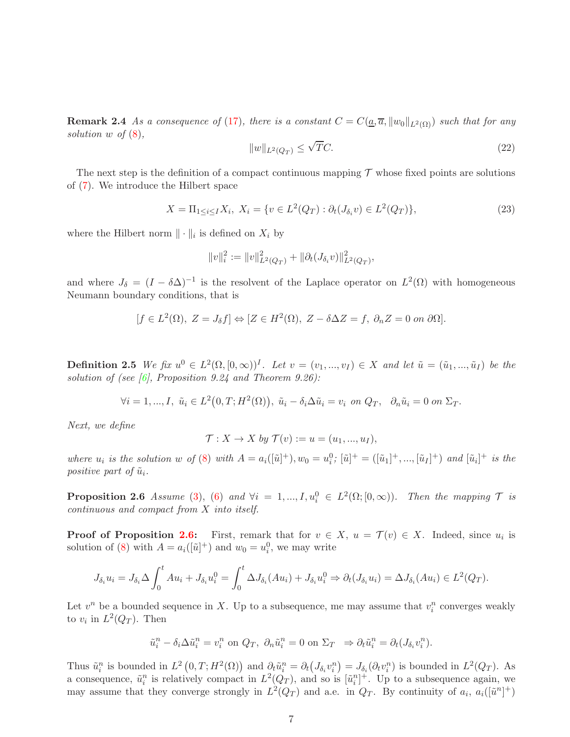**Remark 2.4** *As a consequence of (17), there is a constant $C = C(\underline{a}, \overline{a}, \|w_0\|_{L^2(\Omega)})$ such that for any solution $w$ of (8),*

$$\|w\|_{L^2(Q_T)} \leq \sqrt{T}C. \tag{22}$$

The next step is the definition of a compact continuous mapping $\mathcal{T}$ whose fixed points are solutions of (7). We introduce the Hilbert space

$$X = \Pi_{1 \leq i \leq I} X_i, \; X_i = \{v \in L^2(Q_T) : \partial_t(J_{\delta_i} v) \in L^2(Q_T)\}, \tag{23}$$

where the Hilbert norm $\|\cdot\|_i$ is defined on $X_i$ by

$$\|v\|_i^2 := \|v\|^2_{L^2(Q_T)} + \|\partial_t(J_{\delta_i} v)\|^2_{L^2(Q_T)},$$

and where $J_\delta = (I - \delta\Delta)^{-1}$ is the resolvent of the Laplace operator on $L^2(\Omega)$ with homogeneous Neumann boundary conditions, that is

$$[f \in L^2(\Omega),\; Z = J_\delta f] \Leftrightarrow [Z \in H^2(\Omega),\; Z - \delta\Delta Z = f,\; \partial_n Z = 0 \text{ on } \partial\Omega].$$

**Definition 2.5** *We fix $u^0 \in L^2(\Omega, [0, \infty))^I$. Let $v = (v_1, ..., v_I) \in X$ and let $\tilde{u} = (\tilde{u}_1, ..., \tilde{u}_I)$ be the solution of (see [6], Proposition 9.24 and Theorem 9.26):*

$$\forall i = 1, ..., I,\; \tilde{u}_i \in L^2\big(0, T; H^2(\Omega)\big),\; \tilde{u}_i - \delta_i \Delta \tilde{u}_i = v_i \text{ on } Q_T,\;\; \partial_n \tilde{u}_i = 0 \text{ on } \Sigma_T.$$

*Next, we define*

$$\mathcal{T} : X \to X \text{ by } \mathcal{T}(v) := u = (u_1, ..., u_I),$$

*where $u_i$ is the solution $w$ of (8) with $A = a_i([\tilde{u}]^+), w_0 = u_i^0$; $[\tilde{u}]^+ = ([\tilde{u}_1]^+, ..., [\tilde{u}_I]^+)$ and $[\tilde{u}_i]^+$ is the positive part of $\tilde{u}_i$.*

**Proposition 2.6** *Assume (3), (6) and $\forall i = 1, ..., I, u_i^0 \in L^2(\Omega; [0, \infty))$. Then the mapping $\mathcal{T}$ is continuous and compact from $X$ into itself.*

**Proof of Proposition 2.6:** First, remark that for $v \in X$, $u = \mathcal{T}(v) \in X$. Indeed, since $u_i$ is solution of (8) with $A = a_i([\tilde{u}]^+)$ and $w_0 = u_i^0$, we may write

$$J_{\delta_i} u_i = J_{\delta_i} \Delta \int_0^t A u_i + J_{\delta_i} u_i^0 = \int_0^t \Delta J_{\delta_i}(A u_i) + J_{\delta_i} u_i^0 \Rightarrow \partial_t(J_{\delta_i} u_i) = \Delta J_{\delta_i}(A u_i) \in L^2(Q_T).$$

Let $v^n$ be a bounded sequence in $X$. Up to a subsequence, me may assume that $v_i^n$ converges weakly to $v_i$ in $L^2(Q_T)$. Then

$$\tilde{u}_i^n - \delta_i \Delta \tilde{u}_i^n = v_i^n \text{ on } Q_T,\; \partial_n \tilde{u}_i^n = 0 \text{ on } \Sigma_T \;\; \Rightarrow \partial_t \tilde{u}_i^n = \partial_t(J_{\delta_i} v_i^n).$$

Thus $\tilde{u}_i^n$ is bounded in $L^2\left(0, T; H^2(\Omega)\right)$ and $\partial_t \tilde{u}_i^n = \partial_t\big(J_{\delta_i} v_i^n\big) = J_{\delta_i}(\partial_t v_i^n)$ is bounded in $L^2(Q_T)$. As a consequence, $\tilde{u}_i^n$ is relatively compact in $L^2(Q_T)$, and so is $[\tilde{u}_i^n]^+$. Up to a subsequence again, we may assume that they converge strongly in $L^2(Q_T)$ and a.e. in $Q_T$. By continuity of $a_i$, $a_i([\tilde{u}^n]^+)$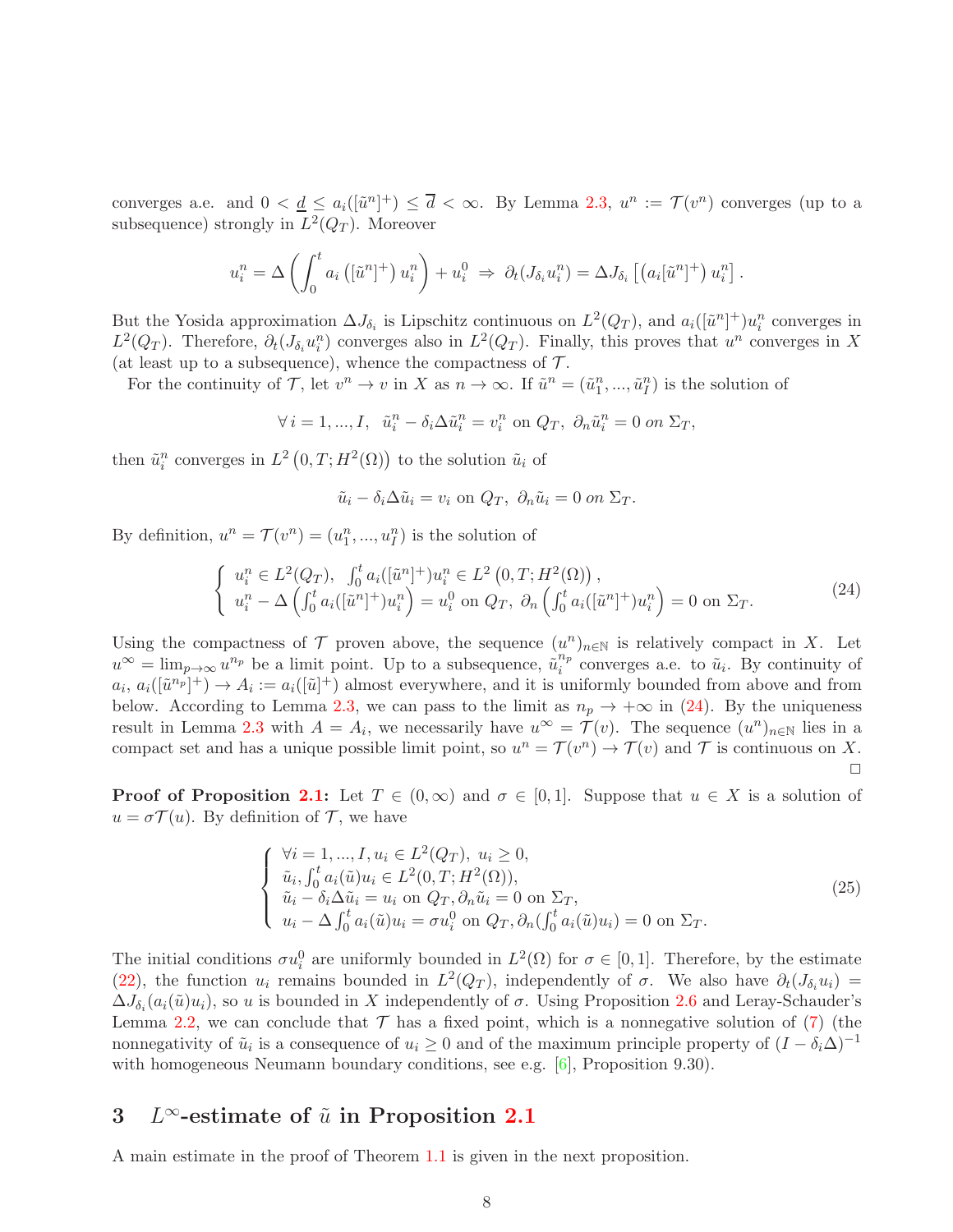converges a.e. and $0 < \underline{d} \leq a_i([\tilde{u}^n]^+) \leq \overline{d} < \infty$. By Lemma 2.3, $u^n := \mathcal{T}(v^n)$ converges (up to a subsequence) strongly in $L^2(Q_T)$. Moreover

$$u_i^n = \Delta\left(\int_0^t a_i\left([\tilde{u}^n]^+\right) u_i^n\right) + u_i^0 \;\Rightarrow\; \partial_t(J_{\delta_i} u_i^n) = \Delta J_{\delta_i}\left[\left(a_i[\tilde{u}^n]^+\right) u_i^n\right].$$

But the Yosida approximation $\Delta J_{\delta_i}$ is Lipschitz continuous on $L^2(Q_T)$, and $a_i([\tilde{u}^n]^+)u_i^n$ converges in $L^2(Q_T)$. Therefore, $\partial_t(J_{\delta_i} u_i^n)$ converges also in $L^2(Q_T)$. Finally, this proves that $u^n$ converges in $X$ (at least up to a subsequence), whence the compactness of $\mathcal{T}$.

For the continuity of $\mathcal{T}$, let $v^n \to v$ in $X$ as $n \to \infty$. If $\tilde{u}^n = (\tilde{u}_1^n, ..., \tilde{u}_I^n)$ is the solution of

$$\forall\, i = 1, ..., I, \;\; \tilde{u}_i^n - \delta_i \Delta \tilde{u}_i^n = v_i^n \text{ on } Q_T, \; \partial_n \tilde{u}_i^n = 0 \; on \; \Sigma_T,$$

then $\tilde{u}_i^n$ converges in $L^2\left(0, T; H^2(\Omega)\right)$ to the solution $\tilde{u}_i$ of

$$\tilde{u}_i - \delta_i \Delta \tilde{u}_i = v_i \text{ on } Q_T, \; \partial_n \tilde{u}_i = 0 \; on \; \Sigma_T.$$

By definition, $u^n = \mathcal{T}(v^n) = (u_1^n, ..., u_I^n)$ is the solution of

$$\left\{ \begin{array}{l} u_i^n \in L^2(Q_T), \;\; \int_0^t a_i([\tilde{u}^n]^+)u_i^n \in L^2\left(0, T; H^2(\Omega)\right), \\ u_i^n - \Delta\left(\int_0^t a_i([\tilde{u}^n]^+)u_i^n\right) = u_i^0 \text{ on } Q_T, \; \partial_n\left(\int_0^t a_i([\tilde{u}^n]^+)u_i^n\right) = 0 \text{ on } \Sigma_T. \end{array} \right. \tag{24}$$

Using the compactness of $\mathcal{T}$ proven above, the sequence $(u^n)_{n\in\mathbb{N}}$ is relatively compact in $X$. Let $u^\infty = \lim_{p\to\infty} u^{n_p}$ be a limit point. Up to a subsequence, $\tilde{u}_i^{n_p}$ converges a.e. to $\tilde{u}_i$. By continuity of $a_i$, $a_i([\tilde{u}^{n_p}]^+) \to A_i := a_i([\tilde{u}]^+)$ almost everywhere, and it is uniformly bounded from above and from below. According to Lemma 2.3, we can pass to the limit as $n_p \to +\infty$ in (24). By the uniqueness result in Lemma 2.3 with $A = A_i$, we necessarily have $u^\infty = \mathcal{T}(v)$. The sequence $(u^n)_{n\in\mathbb{N}}$ lies in a compact set and has a unique possible limit point, so $u^n = \mathcal{T}(v^n) \to \mathcal{T}(v)$ and $\mathcal{T}$ is continuous on $X$. □

**Proof of Proposition 2.1:** Let $T \in (0, \infty)$ and $\sigma \in [0, 1]$. Suppose that $u \in X$ is a solution of $u = \sigma\mathcal{T}(u)$. By definition of $\mathcal{T}$, we have

$$\left\{ \begin{array}{l} \forall i = 1, ..., I, u_i \in L^2(Q_T), \; u_i \geq 0, \\ \tilde{u}_i, \int_0^t a_i(\tilde{u})u_i \in L^2(0, T; H^2(\Omega)), \\ \tilde{u}_i - \delta_i \Delta \tilde{u}_i = u_i \text{ on } Q_T, \partial_n \tilde{u}_i = 0 \text{ on } \Sigma_T, \\ u_i - \Delta \int_0^t a_i(\tilde{u})u_i = \sigma u_i^0 \text{ on } Q_T, \partial_n(\int_0^t a_i(\tilde{u})u_i) = 0 \text{ on } \Sigma_T. \end{array} \right. \tag{25}$$

The initial conditions $\sigma u_i^0$ are uniformly bounded in $L^2(\Omega)$ for $\sigma \in [0, 1]$. Therefore, by the estimate (22), the function $u_i$ remains bounded in $L^2(Q_T)$, independently of $\sigma$. We also have $\partial_t(J_{\delta_i} u_i) = \Delta J_{\delta_i}(a_i(\tilde{u})u_i)$, so $u$ is bounded in $X$ independently of $\sigma$. Using Proposition 2.6 and Leray-Schauder's Lemma 2.2, we can conclude that $\mathcal{T}$ has a fixed point, which is a nonnegative solution of (7) (the nonnegativity of $\tilde{u}_i$ is a consequence of $u_i \geq 0$ and of the maximum principle property of $(I - \delta_i \Delta)^{-1}$ with homogeneous Neumann boundary conditions, see e.g. [6], Proposition 9.30).

## 3 $L^\infty$-estimate of $\tilde{u}$ in Proposition 2.1

A main estimate in the proof of Theorem 1.1 is given in the next proposition.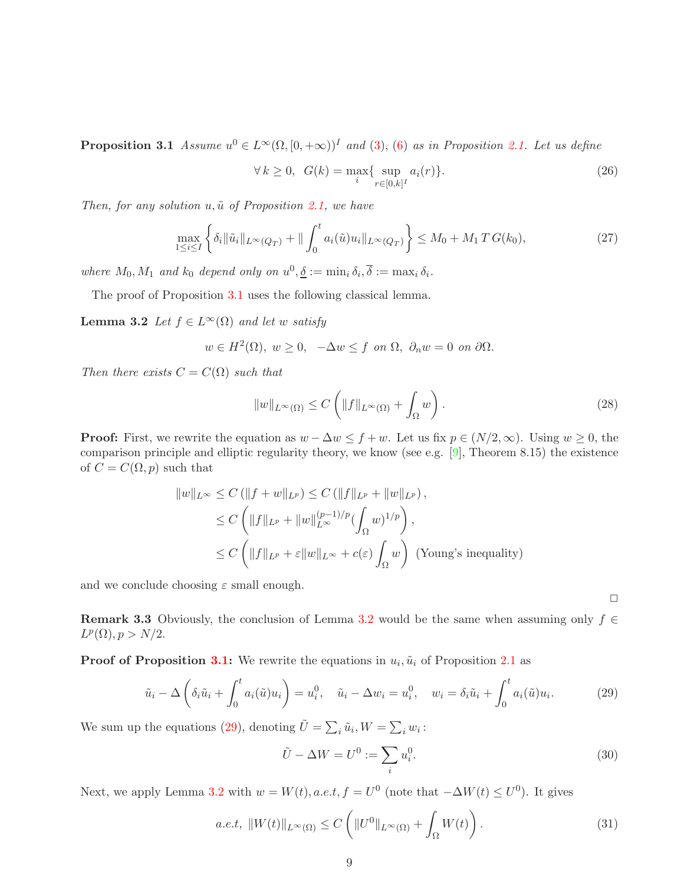**Proposition 3.1** *Assume $u^0 \in L^\infty(\Omega, [0,+\infty))^I$ and (3), (6) as in Proposition 2.1. Let us define*

$$\forall\, k \geq 0, \;\; G(k) = \max_i \{ \sup_{r \in [0,k]^I} a_i(r) \}. \tag{26}$$

*Then, for any solution $u, \tilde{u}$ of Proposition 2.1, we have*

$$\max_{1 \leq i \leq I} \left\{ \delta_i \|\tilde{u}_i\|_{L^\infty(Q_T)} + \| \int_0^t a_i(\tilde{u}) u_i \|_{L^\infty(Q_T)} \right\} \leq M_0 + M_1\, T\, G(k_0), \tag{27}$$

*where $M_0, M_1$ and $k_0$ depend only on $u^0, \underline{\delta} := \min_i \delta_i, \overline{\delta} := \max_i \delta_i$.*

The proof of Proposition 3.1 uses the following classical lemma.

**Lemma 3.2** *Let $f \in L^\infty(\Omega)$ and let $w$ satisfy*

$$w \in H^2(\Omega), \; w \geq 0, \;\; -\Delta w \leq f \text{ on } \Omega, \;\; \partial_n w = 0 \text{ on } \partial\Omega.$$

*Then there exists $C = C(\Omega)$ such that*

$$\|w\|_{L^\infty(\Omega)} \leq C \left( \|f\|_{L^\infty(\Omega)} + \int_\Omega w \right). \tag{28}$$

**Proof:** First, we rewrite the equation as $w - \Delta w \leq f + w$. Let us fix $p \in (N/2, \infty)$. Using $w \geq 0$, the comparison principle and elliptic regularity theory, we know (see e.g. [9], Theorem 8.15) the existence of $C = C(\Omega, p)$ such that

$$\begin{aligned}
\|w\|_{L^\infty} &\leq C \left( \|f + w\|_{L^p} \right) \leq C \left( \|f\|_{L^p} + \|w\|_{L^p} \right), \\
&\leq C \left( \|f\|_{L^p} + \|w\|_{L^\infty}^{(p-1)/p} (\int_\Omega w)^{1/p} \right), \\
&\leq C \left( \|f\|_{L^p} + \varepsilon \|w\|_{L^\infty} + c(\varepsilon) \int_\Omega w \right) \;\; \text{(Young's inequality)}
\end{aligned}$$

and we conclude choosing $\varepsilon$ small enough.

□

**Remark 3.3** Obviously, the conclusion of Lemma 3.2 would be the same when assuming only $f \in L^p(\Omega), p > N/2$.

**Proof of Proposition 3.1:** We rewrite the equations in $u_i, \tilde{u}_i$ of Proposition 2.1 as

$$\tilde{u}_i - \Delta \left( \delta_i \tilde{u}_i + \int_0^t a_i(\tilde{u}) u_i \right) = u_i^0, \quad \tilde{u}_i - \Delta w_i = u_i^0, \quad w_i = \delta_i \tilde{u}_i + \int_0^t a_i(\tilde{u}) u_i. \tag{29}$$

We sum up the equations (29), denoting $\tilde{U} = \sum_i \tilde{u}_i, W = \sum_i w_i$ :

$$\tilde{U} - \Delta W = U^0 := \sum_i u_i^0. \tag{30}$$

Next, we apply Lemma 3.2 with $w = W(t), a.e.t, f = U^0$ (note that $-\Delta W(t) \leq U^0$). It gives

$$a.e.t, \; \|W(t)\|_{L^\infty(\Omega)} \leq C \left( \|U^0\|_{L^\infty(\Omega)} + \int_\Omega W(t) \right). \tag{31}$$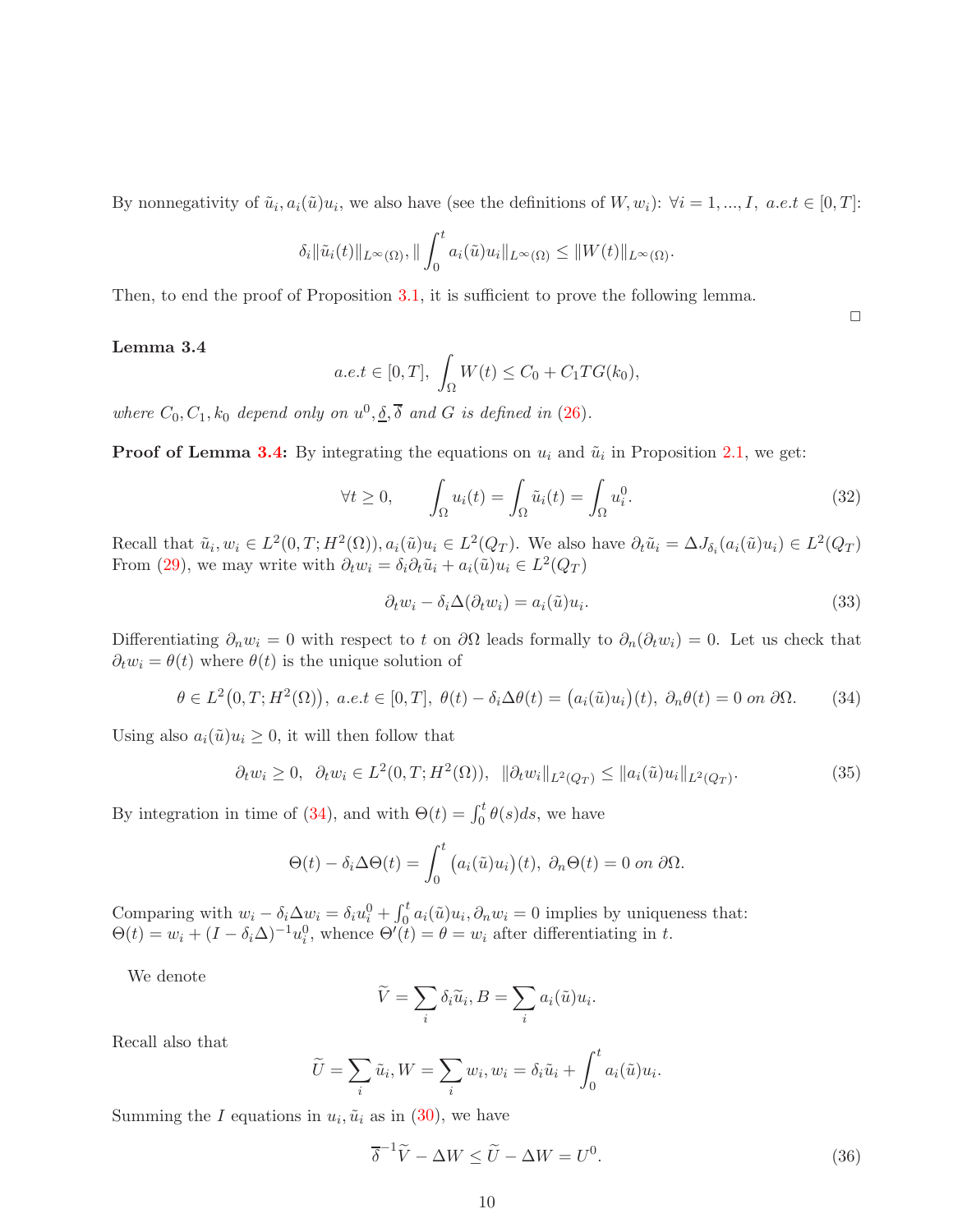By nonnegativity of $\tilde{u}_i, a_i(\tilde{u})u_i$, we also have (see the definitions of $W, w_i$): $\forall i = 1, ..., I,\ a.e.t \in [0,T]$:

$$\delta_i\|\tilde{u}_i(t)\|_{L^\infty(\Omega)}, \|\int_0^t a_i(\tilde{u})u_i\|_{L^\infty(\Omega)} \leq \|W(t)\|_{L^\infty(\Omega)}.$$

Then, to end the proof of Proposition 3.1, it is sufficient to prove the following lemma.

□

**Lemma 3.4**

$$a.e.t \in [0,T],\ \int_\Omega W(t) \leq C_0 + C_1 T G(k_0),$$

*where $C_0, C_1, k_0$ depend only on $u^0, \underline{\delta}, \overline{\delta}$ and $G$ is defined in (26).*

**Proof of Lemma 3.4:** By integrating the equations on $u_i$ and $\tilde{u}_i$ in Proposition 2.1, we get:

$$\forall t \geq 0, \qquad \int_\Omega u_i(t) = \int_\Omega \tilde{u}_i(t) = \int_\Omega u_i^0. \tag{32}$$

Recall that $\tilde{u}_i, w_i \in L^2(0,T;H^2(\Omega)), a_i(\tilde{u})u_i \in L^2(Q_T)$. We also have $\partial_t \tilde{u}_i = \Delta J_{\delta_i}(a_i(\tilde{u})u_i) \in L^2(Q_T)$ From (29), we may write with $\partial_t w_i = \delta_i \partial_t \tilde{u}_i + a_i(\tilde{u})u_i \in L^2(Q_T)$

$$\partial_t w_i - \delta_i \Delta(\partial_t w_i) = a_i(\tilde{u})u_i. \tag{33}$$

Differentiating $\partial_n w_i = 0$ with respect to $t$ on $\partial\Omega$ leads formally to $\partial_n(\partial_t w_i) = 0$. Let us check that $\partial_t w_i = \theta(t)$ where $\theta(t)$ is the unique solution of

$$\theta \in L^2\big(0,T;H^2(\Omega)\big),\ a.e.t \in [0,T],\ \theta(t) - \delta_i\Delta\theta(t) = \big(a_i(\tilde{u})u_i\big)(t),\ \partial_n\theta(t) = 0 \text{ on } \partial\Omega. \tag{34}$$

Using also $a_i(\tilde{u})u_i \geq 0$, it will then follow that

$$\partial_t w_i \geq 0,\ \ \partial_t w_i \in L^2(0,T;H^2(\Omega)),\ \ \|\partial_t w_i\|_{L^2(Q_T)} \leq \|a_i(\tilde{u})u_i\|_{L^2(Q_T)}. \tag{35}$$

By integration in time of (34), and with $\Theta(t) = \int_0^t \theta(s)ds$, we have

$$\Theta(t) - \delta_i \Delta\Theta(t) = \int_0^t \big(a_i(\tilde{u})u_i\big)(t),\ \partial_n\Theta(t) = 0 \text{ on } \partial\Omega.$$

Comparing with $w_i - \delta_i\Delta w_i = \delta_i u_i^0 + \int_0^t a_i(\tilde{u})u_i, \partial_n w_i = 0$ implies by uniqueness that: $\Theta(t) = w_i + (I - \delta_i\Delta)^{-1}u_i^0$, whence $\Theta'(t) = \theta = w_i$ after differentiating in $t$.

We denote

$$\widetilde{V} = \sum_i \delta_i \tilde{u}_i, B = \sum_i a_i(\tilde{u})u_i.$$

Recall also that

$$\widetilde{U} = \sum_i \tilde{u}_i, W = \sum_i w_i, w_i = \delta_i\tilde{u}_i + \int_0^t a_i(\tilde{u})u_i.$$

Summing the $I$ equations in $u_i, \tilde{u}_i$ as in (30), we have

$$\overline{\delta}^{-1}\widetilde{V} - \Delta W \leq \widetilde{U} - \Delta W = U^0. \tag{36}$$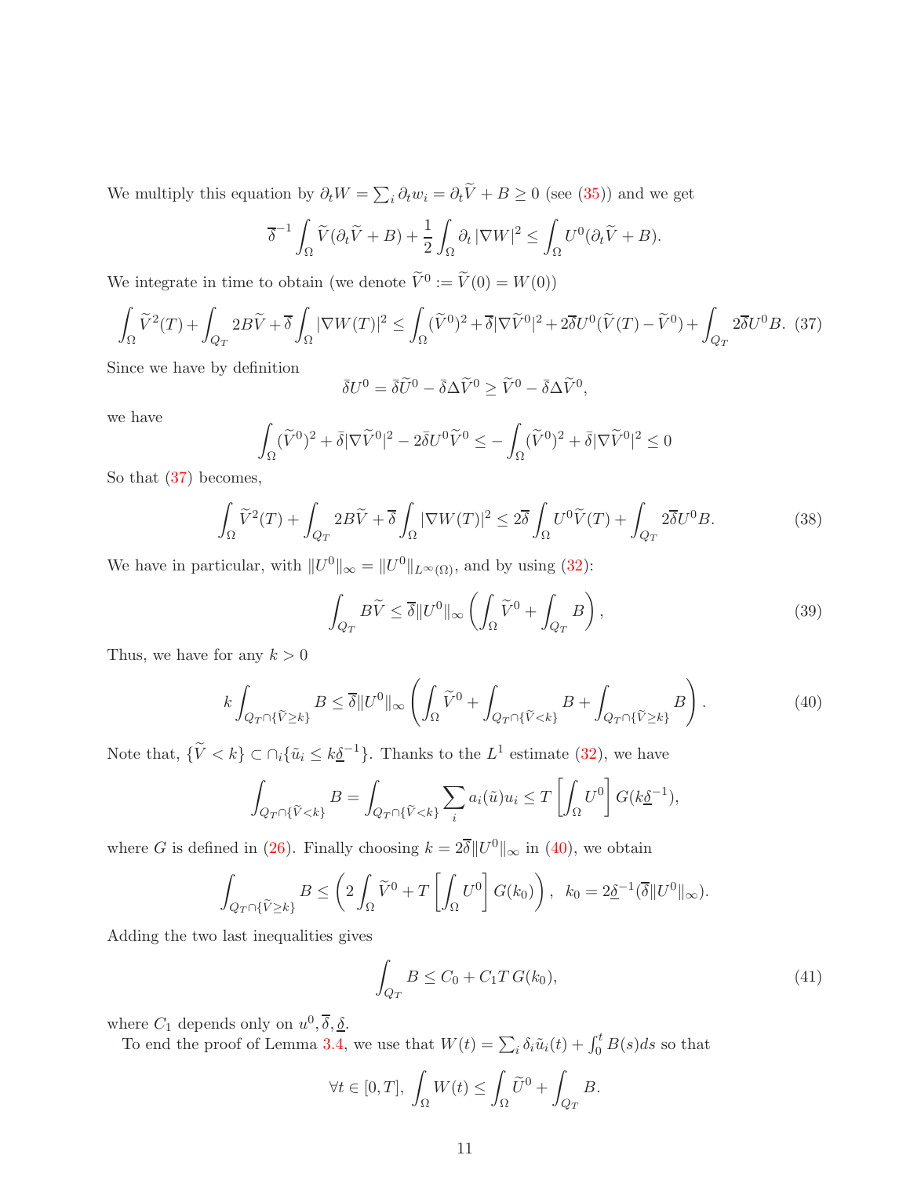We multiply this equation by $\partial_t W = \sum_i \partial_t w_i = \partial_t \widetilde{V} + B \geq 0$ (see (35)) and we get

$$\overline{\delta}^{-1} \int_\Omega \widetilde{V}(\partial_t \widetilde{V} + B) + \frac{1}{2} \int_\Omega \partial_t |\nabla W|^2 \leq \int_\Omega U^0(\partial_t \widetilde{V} + B).$$

We integrate in time to obtain (we denote $\widetilde{V}^0 := \widetilde{V}(0) = W(0)$)

$$\int_\Omega \widetilde{V}^2(T) + \int_{Q_T} 2B\widetilde{V} + \overline{\delta} \int_\Omega |\nabla W(T)|^2 \leq \int_\Omega (\widetilde{V}^0)^2 + \overline{\delta} |\nabla \widetilde{V}^0|^2 + 2\overline{\delta} U^0 (\widetilde{V}(T) - \widetilde{V}^0) + \int_{Q_T} 2\overline{\delta} U^0 B. \quad (37)$$

Since we have by definition

$$\bar{\delta} U^0 = \bar{\delta} \widetilde{U}^0 - \bar{\delta} \Delta \widetilde{V}^0 \geq \widetilde{V}^0 - \bar{\delta} \Delta \widetilde{V}^0,$$

we have

$$\int_\Omega (\widetilde{V}^0)^2 + \bar{\delta} |\nabla \widetilde{V}^0|^2 - 2\bar{\delta} U^0 \widetilde{V}^0 \leq - \int_\Omega (\widetilde{V}^0)^2 + \bar{\delta} |\nabla \widetilde{V}^0|^2 \leq 0$$

So that (37) becomes,

$$\int_\Omega \widetilde{V}^2(T) + \int_{Q_T} 2B\widetilde{V} + \overline{\delta} \int_\Omega |\nabla W(T)|^2 \leq 2\overline{\delta} \int_\Omega U^0 \widetilde{V}(T) + \int_{Q_T} 2\overline{\delta} U^0 B. \quad (38)$$

We have in particular, with $\|U^0\|_\infty = \|U^0\|_{L^\infty(\Omega)}$, and by using (32):

$$\int_{Q_T} B\widetilde{V} \leq \overline{\delta} \|U^0\|_\infty \left( \int_\Omega \widetilde{V}^0 + \int_{Q_T} B \right), \quad (39)$$

Thus, we have for any $k > 0$

$$k \int_{Q_T \cap \{\widetilde{V} \geq k\}} B \leq \overline{\delta} \|U^0\|_\infty \left( \int_\Omega \widetilde{V}^0 + \int_{Q_T \cap \{\widetilde{V} < k\}} B + \int_{Q_T \cap \{\widetilde{V} \geq k\}} B \right). \quad (40)$$

Note that, $\{\widetilde{V} < k\} \subset \cap_i \{\tilde{u}_i \leq k \underline{\delta}^{-1}\}$. Thanks to the $L^1$ estimate (32), we have

$$\int_{Q_T \cap \{\widetilde{V} < k\}} B = \int_{Q_T \cap \{\widetilde{V} < k\}} \sum_i a_i(\tilde{u}) u_i \leq T \left[ \int_\Omega U^0 \right] G(k \underline{\delta}^{-1}),$$

where $G$ is defined in (26). Finally choosing $k = 2\overline{\delta} \|U^0\|_\infty$ in (40), we obtain

$$\int_{Q_T \cap \{\widetilde{V} \geq k\}} B \leq \left( 2 \int_\Omega \widetilde{V}^0 + T \left[ \int_\Omega U^0 \right] G(k_0) \right), \quad k_0 = 2\underline{\delta}^{-1} (\overline{\delta} \|U^0\|_\infty).$$

Adding the two last inequalities gives

$$\int_{Q_T} B \leq C_0 + C_1 T \, G(k_0), \quad (41)$$

where $C_1$ depends only on $u^0, \overline{\delta}, \underline{\delta}$.

To end the proof of Lemma 3.4, we use that $W(t) = \sum_i \delta_i \tilde{u}_i(t) + \int_0^t B(s) ds$ so that

$$\forall t \in [0, T], \; \int_\Omega W(t) \leq \int_\Omega \widetilde{U}^0 + \int_{Q_T} B.$$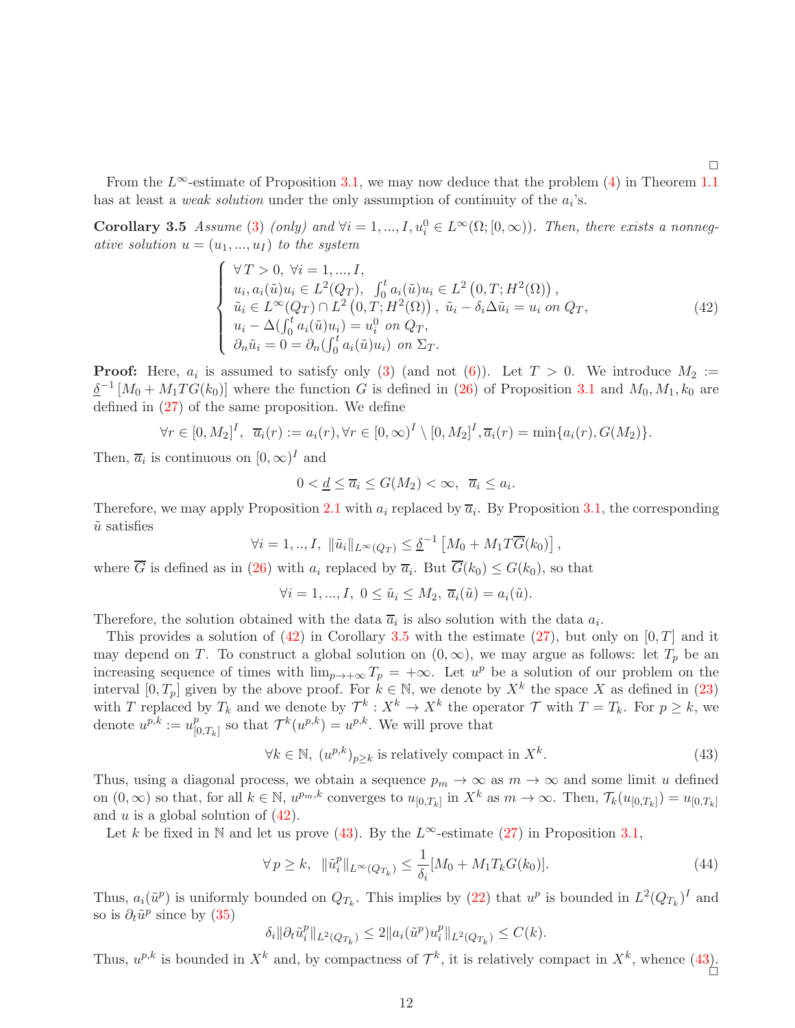□

From the $L^\infty$-estimate of Proposition 3.1, we may now deduce that the problem (4) in Theorem 1.1 has at least a *weak solution* under the only assumption of continuity of the $a_i$'s.

**Corollary 3.5** *Assume* (3) *(only) and* $\forall i = 1, ..., I, u_i^0 \in L^\infty(\Omega; [0, \infty))$. *Then, there exists a nonnegative solution* $u = (u_1, ..., u_I)$ *to the system*

$$
\left\{
\begin{array}{l}
\forall\, T > 0,\ \forall i = 1, ..., I, \\
u_i, a_i(\tilde{u})u_i \in L^2(Q_T),\ \int_0^t a_i(\tilde{u})u_i \in L^2\left(0, T; H^2(\Omega)\right), \\
\tilde{u}_i \in L^\infty(Q_T) \cap L^2\left(0, T; H^2(\Omega)\right),\ \tilde{u}_i - \delta_i \Delta \tilde{u}_i = u_i \text{ on } Q_T, \\
u_i - \Delta(\int_0^t a_i(\tilde{u})u_i) = u_i^0 \text{ on } Q_T, \\
\partial_n \tilde{u}_i = 0 = \partial_n(\int_0^t a_i(\tilde{u})u_i) \text{ on } \Sigma_T.
\end{array}
\right.
\tag{42}
$$

**Proof:** Here, $a_i$ is assumed to satisfy only (3) (and not (6)). Let $T > 0$. We introduce $M_2 := \underline{\delta}^{-1}\left[M_0 + M_1 T G(k_0)\right]$ where the function $G$ is defined in (26) of Proposition 3.1 and $M_0, M_1, k_0$ are defined in (27) of the same proposition. We define

$$
\forall r \in [0, M_2]^I,\ \ \overline{a}_i(r) := a_i(r), \forall r \in [0, \infty)^I \setminus [0, M_2]^I, \overline{a}_i(r) = \min\{a_i(r), G(M_2)\}.
$$

Then, $\overline{a}_i$ is continuous on $[0, \infty)^I$ and

$$
0 < \underline{d} \leq \overline{a}_i \leq G(M_2) < \infty,\ \ \overline{a}_i \leq a_i.
$$

Therefore, we may apply Proposition 2.1 with $a_i$ replaced by $\overline{a}_i$. By Proposition 3.1, the corresponding $\tilde{u}$ satisfies

$$
\forall i = 1, .., I,\ \|\tilde{u}_i\|_{L^\infty(Q_T)} \leq \underline{\delta}^{-1}\left[M_0 + M_1 T \overline{G}(k_0)\right],
$$

where $\overline{G}$ is defined as in (26) with $a_i$ replaced by $\overline{a}_i$. But $\overline{G}(k_0) \leq G(k_0)$, so that

$$
\forall i = 1, ..., I,\ 0 \leq \tilde{u}_i \leq M_2,\ \overline{a}_i(\tilde{u}) = a_i(\tilde{u}).
$$

Therefore, the solution obtained with the data $\overline{a}_i$ is also solution with the data $a_i$.

This provides a solution of (42) in Corollary 3.5 with the estimate (27), but only on $[0, T]$ and it may depend on $T$. To construct a global solution on $(0, \infty)$, we may argue as follows: let $T_p$ be an increasing sequence of times with $\lim_{p \to +\infty} T_p = +\infty$. Let $u^p$ be a solution of our problem on the interval $[0, T_p]$ given by the above proof. For $k \in \mathbb{N}$, we denote by $X^k$ the space $X$ as defined in (23) with $T$ replaced by $T_k$ and we denote by $\mathcal{T}^k : X^k \to X^k$ the operator $\mathcal{T}$ with $T = T_k$. For $p \geq k$, we denote $u^{p,k} := u^p_{[0, T_k]}$ so that $\mathcal{T}^k(u^{p,k}) = u^{p,k}$. We will prove that

$$
\forall k \in \mathbb{N},\ (u^{p,k})_{p \geq k} \text{ is relatively compact in } X^k.
\tag{43}
$$

Thus, using a diagonal process, we obtain a sequence $p_m \to \infty$ as $m \to \infty$ and some limit $u$ defined on $(0, \infty)$ so that, for all $k \in \mathbb{N}$, $u^{p_m, k}$ converges to $u_{[0, T_k]}$ in $X^k$ as $m \to \infty$. Then, $\mathcal{T}_k(u_{[0, T_k]}) = u_{[0, T_k]}$ and $u$ is a global solution of (42).

Let $k$ be fixed in $\mathbb{N}$ and let us prove (43). By the $L^\infty$-estimate (27) in Proposition 3.1,

$$
\forall\, p \geq k,\ \ \|\tilde{u}_i^p\|_{L^\infty(Q_{T_k})} \leq \frac{1}{\delta_i}[M_0 + M_1 T_k G(k_0)].
\tag{44}
$$

Thus, $a_i(\tilde{u}^p)$ is uniformly bounded on $Q_{T_k}$. This implies by (22) that $u^p$ is bounded in $L^2(Q_{T_k})^I$ and so is $\partial_t \tilde{u}^p$ since by (35)

$$
\delta_i \|\partial_t \tilde{u}_i^p\|_{L^2(Q_{T_k})} \leq 2\|a_i(\tilde{u}^p)u_i^p\|_{L^2(Q_{T_k})} \leq C(k).
$$

Thus, $u^{p,k}$ is bounded in $X^k$ and, by compactness of $\mathcal{T}^k$, it is relatively compact in $X^k$, whence (43). □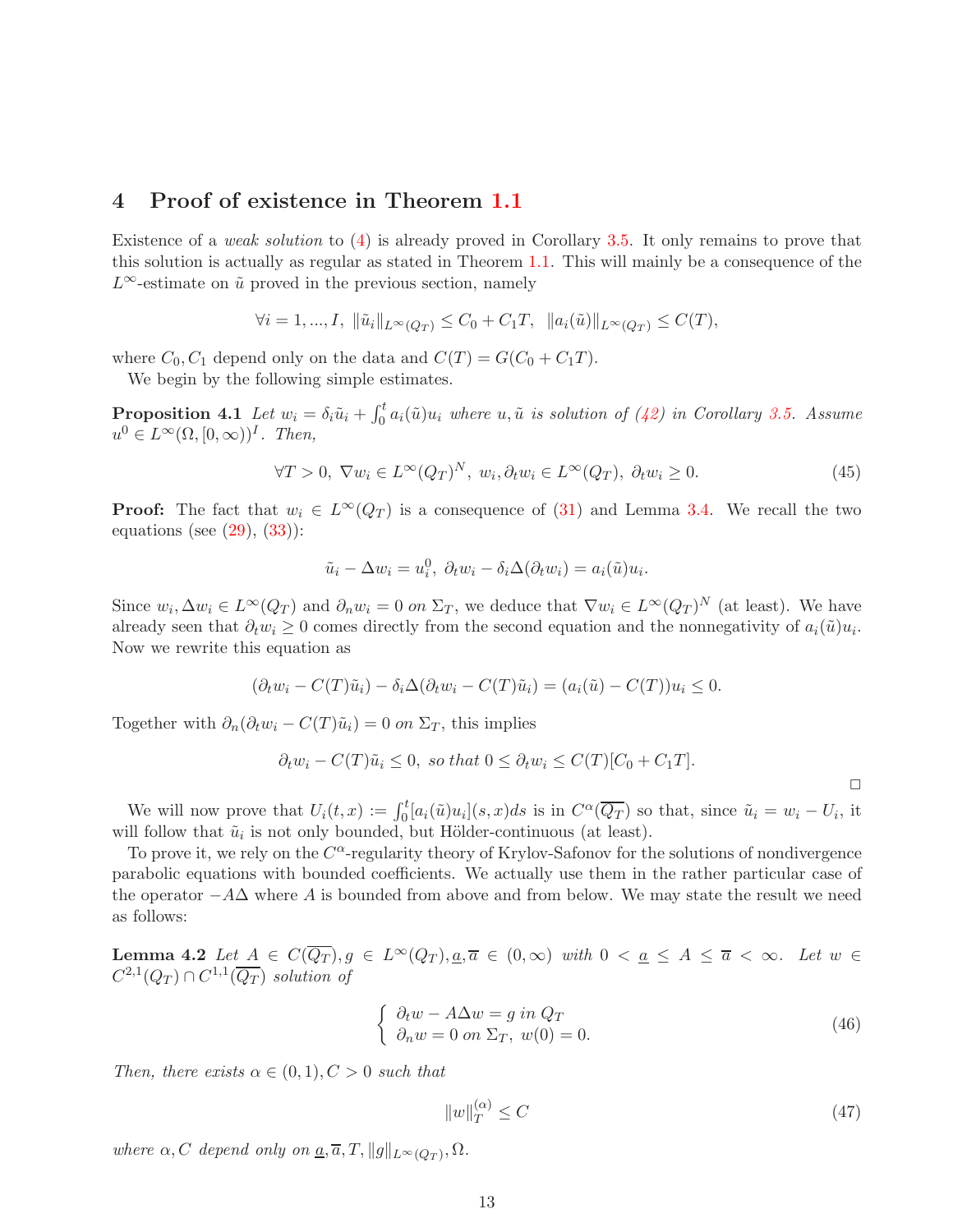# 4 Proof of existence in Theorem 1.1

Existence of a *weak solution* to (4) is already proved in Corollary 3.5. It only remains to prove that this solution is actually as regular as stated in Theorem 1.1. This will mainly be a consequence of the $L^\infty$-estimate on $\tilde{u}$ proved in the previous section, namely

$$\forall i = 1, ..., I, \ \|\tilde{u}_i\|_{L^\infty(Q_T)} \leq C_0 + C_1 T, \ \ \|a_i(\tilde{u})\|_{L^\infty(Q_T)} \leq C(T),$$

where $C_0, C_1$ depend only on the data and $C(T) = G(C_0 + C_1 T)$.

We begin by the following simple estimates.

**Proposition 4.1** *Let $w_i = \delta_i \tilde{u}_i + \int_0^t a_i(\tilde{u}) u_i$ where $u, \tilde{u}$ is solution of (42) in Corollary 3.5. Assume $u^0 \in L^\infty(\Omega, [0, \infty))^I$. Then,*

$$\forall T > 0, \ \nabla w_i \in L^\infty(Q_T)^N, \ w_i, \partial_t w_i \in L^\infty(Q_T), \ \partial_t w_i \geq 0. \tag{45}$$

**Proof:** The fact that $w_i \in L^\infty(Q_T)$ is a consequence of (31) and Lemma 3.4. We recall the two equations (see (29), (33)):

$$\tilde{u}_i - \Delta w_i = u_i^0, \ \partial_t w_i - \delta_i \Delta(\partial_t w_i) = a_i(\tilde{u}) u_i.$$

Since $w_i, \Delta w_i \in L^\infty(Q_T)$ and $\partial_n w_i = 0$ *on* $\Sigma_T$, we deduce that $\nabla w_i \in L^\infty(Q_T)^N$ (at least). We have already seen that $\partial_t w_i \geq 0$ comes directly from the second equation and the nonnegativity of $a_i(\tilde{u}) u_i$. Now we rewrite this equation as

$$(\partial_t w_i - C(T)\tilde{u}_i) - \delta_i \Delta(\partial_t w_i - C(T)\tilde{u}_i) = (a_i(\tilde{u}) - C(T)) u_i \leq 0.$$

Together with $\partial_n(\partial_t w_i - C(T)\tilde{u}_i) = 0$ *on* $\Sigma_T$, this implies

$$\partial_t w_i - C(T)\tilde{u}_i \leq 0, \ \textit{so that} \ 0 \leq \partial_t w_i \leq C(T)[C_0 + C_1 T].$$

□

We will now prove that $U_i(t, x) := \int_0^t [a_i(\tilde{u}) u_i](s, x) ds$ is in $C^\alpha(\overline{Q_T})$ so that, since $\tilde{u}_i = w_i - U_i$, it will follow that $\tilde{u}_i$ is not only bounded, but Hölder-continuous (at least).

To prove it, we rely on the $C^\alpha$-regularity theory of Krylov-Safonov for the solutions of nondivergence parabolic equations with bounded coefficients. We actually use them in the rather particular case of the operator $-A\Delta$ where $A$ is bounded from above and from below. We may state the result we need as follows:

**Lemma 4.2** *Let $A \in C(\overline{Q_T}), g \in L^\infty(Q_T), \underline{a}, \overline{a} \in (0, \infty)$ with $0 < \underline{a} \leq A \leq \overline{a} < \infty$. Let $w \in C^{2,1}(Q_T) \cap C^{1,1}(\overline{Q_T})$ solution of*

$$\begin{cases} \partial_t w - A\Delta w = g \ \textit{in} \ Q_T \\ \partial_n w = 0 \ \textit{on} \ \Sigma_T, \ w(0) = 0. \end{cases} \tag{46}$$

*Then, there exists $\alpha \in (0, 1), C > 0$ such that*

$$\|w\|_T^{(\alpha)} \leq C \tag{47}$$

*where $\alpha, C$ depend only on $\underline{a}, \overline{a}, T, \|g\|_{L^\infty(Q_T)}, \Omega$.*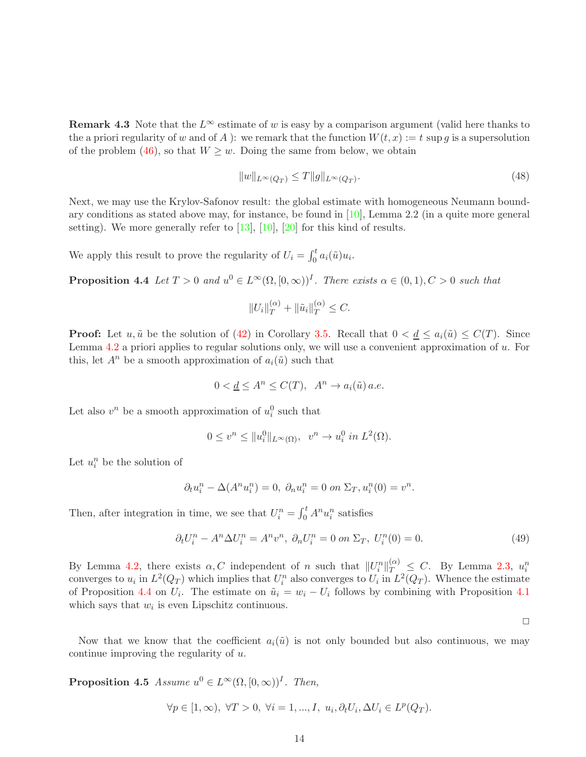**Remark 4.3** Note that the $L^\infty$ estimate of $w$ is easy by a comparison argument (valid here thanks to the a priori regularity of $w$ and of $A$ ): we remark that the function $W(t,x) := t \sup g$ is a supersolution of the problem (46), so that $W \geq w$. Doing the same from below, we obtain

$$\|w\|_{L^\infty(Q_T)} \leq T\|g\|_{L^\infty(Q_T)}. \tag{48}$$

Next, we may use the Krylov-Safonov result: the global estimate with homogeneous Neumann boundary conditions as stated above may, for instance, be found in [10], Lemma 2.2 (in a quite more general setting). We more generally refer to [13], [10], [20] for this kind of results.

We apply this result to prove the regularity of $U_i = \int_0^t a_i(\tilde{u})u_i$.

**Proposition 4.4** *Let $T > 0$ and $u^0 \in L^\infty(\Omega, [0,\infty))^I$. There exists $\alpha \in (0,1), C > 0$ such that*

$$\|U_i\|_T^{(\alpha)} + \|\tilde{u}_i\|_T^{(\alpha)} \leq C.$$

**Proof:** Let $u, \tilde{u}$ be the solution of (42) in Corollary 3.5. Recall that $0 < \underline{d} \leq a_i(\tilde{u}) \leq C(T)$. Since Lemma 4.2 a priori applies to regular solutions only, we will use a convenient approximation of $u$. For this, let $A^n$ be a smooth approximation of $a_i(\tilde{u})$ such that

$$0 < \underline{d} \leq A^n \leq C(T), \ \ A^n \to a_i(\tilde{u}) \, a.e.$$

Let also $v^n$ be a smooth approximation of $u_i^0$ such that

$$0 \leq v^n \leq \|u_i^0\|_{L^\infty(\Omega)}, \ \ v^n \to u_i^0 \ in \ L^2(\Omega).$$

Let $u_i^n$ be the solution of

$$\partial_t u_i^n - \Delta(A^n u_i^n) = 0, \ \partial_n u_i^n = 0 \ on \ \Sigma_T, u_i^n(0) = v^n.$$

Then, after integration in time, we see that $U_i^n = \int_0^t A^n u_i^n$ satisfies

$$\partial_t U_i^n - A^n \Delta U_i^n = A^n v^n, \ \partial_n U_i^n = 0 \ on \ \Sigma_T, \ U_i^n(0) = 0. \tag{49}$$

By Lemma 4.2, there exists $\alpha, C$ independent of $n$ such that $\|U_i^n\|_T^{(\alpha)} \leq C$. By Lemma 2.3, $u_i^n$ converges to $u_i$ in $L^2(Q_T)$ which implies that $U_i^n$ also converges to $U_i$ in $L^2(Q_T)$. Whence the estimate of Proposition 4.4 on $U_i$. The estimate on $\tilde{u}_i = w_i - U_i$ follows by combining with Proposition 4.1 which says that $w_i$ is even Lipschitz continuous.

□

Now that we know that the coefficient $a_i(\tilde{u})$ is not only bounded but also continuous, we may continue improving the regularity of $u$.

**Proposition 4.5** *Assume $u^0 \in L^\infty(\Omega, [0,\infty))^I$. Then,*

$$\forall p \in [1, \infty), \ \forall T > 0, \ \forall i = 1, ..., I, \ u_i, \partial_t U_i, \Delta U_i \in L^p(Q_T).$$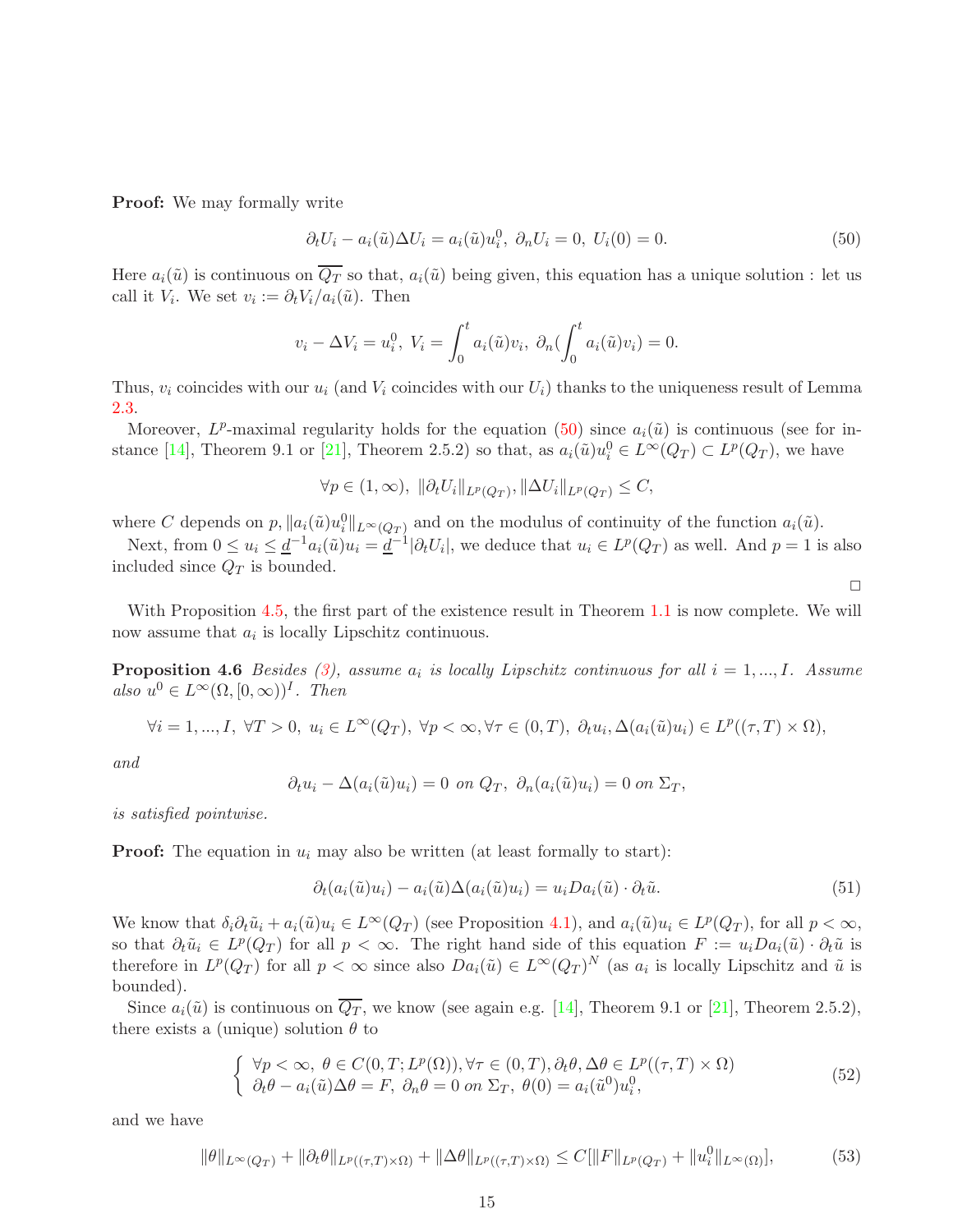**Proof:** We may formally write

$$\partial_t U_i - a_i(\tilde{u})\Delta U_i = a_i(\tilde{u})u_i^0,\ \partial_n U_i = 0,\ U_i(0) = 0. \tag{50}$$

Here $a_i(\tilde{u})$ is continuous on $\overline{Q_T}$ so that, $a_i(\tilde{u})$ being given, this equation has a unique solution : let us call it $V_i$. We set $v_i := \partial_t V_i / a_i(\tilde{u})$. Then

$$v_i - \Delta V_i = u_i^0,\ V_i = \int_0^t a_i(\tilde{u})v_i,\ \partial_n(\int_0^t a_i(\tilde{u})v_i) = 0.$$

Thus, $v_i$ coincides with our $u_i$ (and $V_i$ coincides with our $U_i$) thanks to the uniqueness result of Lemma 2.3.

Moreover, $L^p$-maximal regularity holds for the equation (50) since $a_i(\tilde{u})$ is continuous (see for instance [14], Theorem 9.1 or [21], Theorem 2.5.2) so that, as $a_i(\tilde{u})u_i^0 \in L^\infty(Q_T) \subset L^p(Q_T)$, we have

$$\forall p \in (1,\infty),\ \|\partial_t U_i\|_{L^p(Q_T)}, \|\Delta U_i\|_{L^p(Q_T)} \leq C,$$

where $C$ depends on $p, \|a_i(\tilde{u})u_i^0\|_{L^\infty(Q_T)}$ and on the modulus of continuity of the function $a_i(\tilde{u})$.

Next, from $0 \leq u_i \leq \underline{d}^{-1}a_i(\tilde{u})u_i = \underline{d}^{-1}|\partial_t U_i|$, we deduce that $u_i \in L^p(Q_T)$ as well. And $p = 1$ is also included since $Q_T$ is bounded.

□

With Proposition 4.5, the first part of the existence result in Theorem 1.1 is now complete. We will now assume that $a_i$ is locally Lipschitz continuous.

**Proposition 4.6** *Besides (3), assume $a_i$ is locally Lipschitz continuous for all $i = 1, ..., I$. Assume also $u^0 \in L^\infty(\Omega, [0,\infty))^I$. Then*

$$\forall i = 1, ..., I,\ \forall T > 0,\ u_i \in L^\infty(Q_T),\ \forall p < \infty, \forall \tau \in (0,T),\ \partial_t u_i, \Delta(a_i(\tilde{u})u_i) \in L^p((\tau,T)\times\Omega),$$

*and*

$$\partial_t u_i - \Delta(a_i(\tilde{u})u_i) = 0 \text{ on } Q_T,\ \partial_n(a_i(\tilde{u})u_i) = 0 \text{ on } \Sigma_T,$$

*is satisfied pointwise.*

**Proof:** The equation in $u_i$ may also be written (at least formally to start):

$$\partial_t(a_i(\tilde{u})u_i) - a_i(\tilde{u})\Delta(a_i(\tilde{u})u_i) = u_i Da_i(\tilde{u}) \cdot \partial_t \tilde{u}. \tag{51}$$

We know that $\delta_i \partial_t \tilde{u}_i + a_i(\tilde{u})u_i \in L^\infty(Q_T)$ (see Proposition 4.1), and $a_i(\tilde{u})u_i \in L^p(Q_T)$, for all $p < \infty$, so that $\partial_t \tilde{u}_i \in L^p(Q_T)$ for all $p < \infty$. The right hand side of this equation $F := u_i Da_i(\tilde{u}) \cdot \partial_t \tilde{u}$ is therefore in $L^p(Q_T)$ for all $p < \infty$ since also $Da_i(\tilde{u}) \in L^\infty(Q_T)^N$ (as $a_i$ is locally Lipschitz and $\tilde{u}$ is bounded).

Since $a_i(\tilde{u})$ is continuous on $\overline{Q_T}$, we know (see again e.g. [14], Theorem 9.1 or [21], Theorem 2.5.2), there exists a (unique) solution $\theta$ to

$$\begin{cases} \forall p < \infty,\ \theta \in C(0,T; L^p(\Omega)), \forall \tau \in (0,T), \partial_t \theta, \Delta\theta \in L^p((\tau,T)\times\Omega) \\ \partial_t \theta - a_i(\tilde{u})\Delta\theta = F,\ \partial_n \theta = 0 \text{ on } \Sigma_T,\ \theta(0) = a_i(\tilde{u}^0)u_i^0, \end{cases} \tag{52}$$

and we have

$$\|\theta\|_{L^\infty(Q_T)} + \|\partial_t \theta\|_{L^p((\tau,T)\times\Omega)} + \|\Delta\theta\|_{L^p((\tau,T)\times\Omega)} \leq C[\|F\|_{L^p(Q_T)} + \|u_i^0\|_{L^\infty(\Omega)}], \tag{53}$$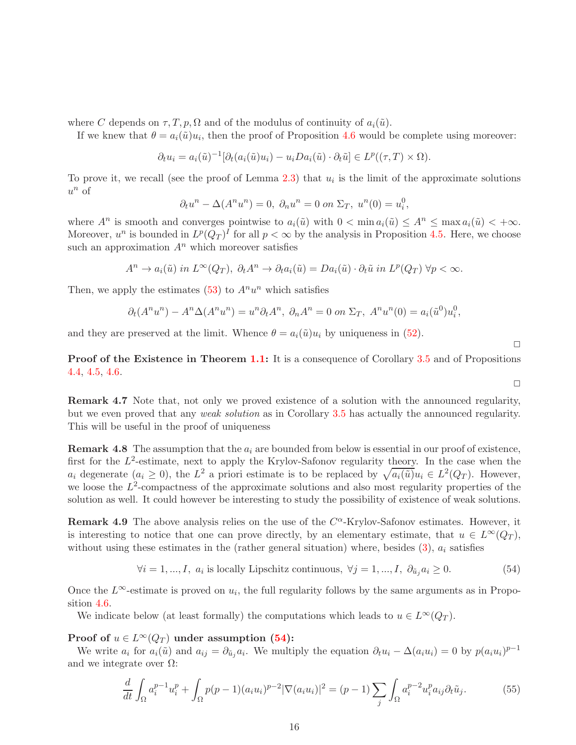where $C$ depends on $\tau, T, p, \Omega$ and of the modulus of continuity of $a_i(\tilde{u})$.

If we knew that $\theta = a_i(\tilde{u})u_i$, then the proof of Proposition 4.6 would be complete using moreover:

$$\partial_t u_i = a_i(\tilde{u})^{-1}[\partial_t(a_i(\tilde{u})u_i) - u_i Da_i(\tilde{u}) \cdot \partial_t \tilde{u}] \in L^p((\tau, T) \times \Omega).$$

To prove it, we recall (see the proof of Lemma 2.3) that $u_i$ is the limit of the approximate solutions $u^n$ of

$$\partial_t u^n - \Delta(A^n u^n) = 0,\ \partial_n u^n = 0 \text{ on } \Sigma_T,\ u^n(0) = u_i^0,$$

where $A^n$ is smooth and converges pointwise to $a_i(\tilde{u})$ with $0 < \min a_i(\tilde{u}) \leq A^n \leq \max a_i(\tilde{u}) < +\infty$. Moreover, $u^n$ is bounded in $L^p(Q_T)^I$ for all $p < \infty$ by the analysis in Proposition 4.5. Here, we choose such an approximation $A^n$ which moreover satisfies

$$A^n \to a_i(\tilde{u}) \text{ in } L^\infty(Q_T),\ \partial_t A^n \to \partial_t a_i(\tilde{u}) = Da_i(\tilde{u}) \cdot \partial_t \tilde{u} \text{ in } L^p(Q_T)\ \forall p < \infty.$$

Then, we apply the estimates (53) to $A^n u^n$ which satisfies

$$\partial_t(A^n u^n) - A^n \Delta(A^n u^n) = u^n \partial_t A^n,\ \partial_n A^n = 0 \text{ on } \Sigma_T,\ A^n u^n(0) = a_i(\tilde{u}^0)u_i^0,$$

and they are preserved at the limit. Whence $\theta = a_i(\tilde{u})u_i$ by uniqueness in (52).

□

**Proof of the Existence in Theorem 1.1:** It is a consequence of Corollary 3.5 and of Propositions 4.4, 4.5, 4.6.

□

**Remark 4.7** Note that, not only we proved existence of a solution with the announced regularity, but we even proved that any *weak solution* as in Corollary 3.5 has actually the announced regularity. This will be useful in the proof of uniqueness

**Remark 4.8** The assumption that the $a_i$ are bounded from below is essential in our proof of existence, first for the $L^2$-estimate, next to apply the Krylov-Safonov regularity theory. In the case when the $a_i$ degenerate ($a_i \geq 0$), the $L^2$ a priori estimate is to be replaced by $\sqrt{a_i(\tilde{u})}u_i \in L^2(Q_T)$. However, we loose the $L^2$-compactness of the approximate solutions and also most regularity properties of the solution as well. It could however be interesting to study the possibility of existence of weak solutions.

**Remark 4.9** The above analysis relies on the use of the $C^\alpha$-Krylov-Safonov estimates. However, it is interesting to notice that one can prove directly, by an elementary estimate, that $u \in L^\infty(Q_T)$, without using these estimates in the (rather general situation) where, besides (3), $a_i$ satisfies

$$\forall i = 1, ..., I,\ a_i \text{ is locally Lipschitz continuous},\ \forall j = 1, ..., I,\ \partial_{\tilde{u}_j} a_i \geq 0. \tag{54}$$

Once the $L^\infty$-estimate is proved on $u_i$, the full regularity follows by the same arguments as in Proposition 4.6.

We indicate below (at least formally) the computations which leads to $u \in L^\infty(Q_T)$.

**Proof of $u \in L^\infty(Q_T)$ under assumption (54):**

We write $a_i$ for $a_i(\tilde{u})$ and $a_{ij} = \partial_{\tilde{u}_j} a_i$. We multiply the equation $\partial_t u_i - \Delta(a_i u_i) = 0$ by $p(a_i u_i)^{p-1}$ and we integrate over $\Omega$:

$$\frac{d}{dt}\int_\Omega a_i^{p-1} u_i^p + \int_\Omega p(p-1)(a_i u_i)^{p-2}|\nabla(a_i u_i)|^2 = (p-1)\sum_j \int_\Omega a_i^{p-2} u_i^p a_{ij} \partial_t \tilde{u}_j. \tag{55}$$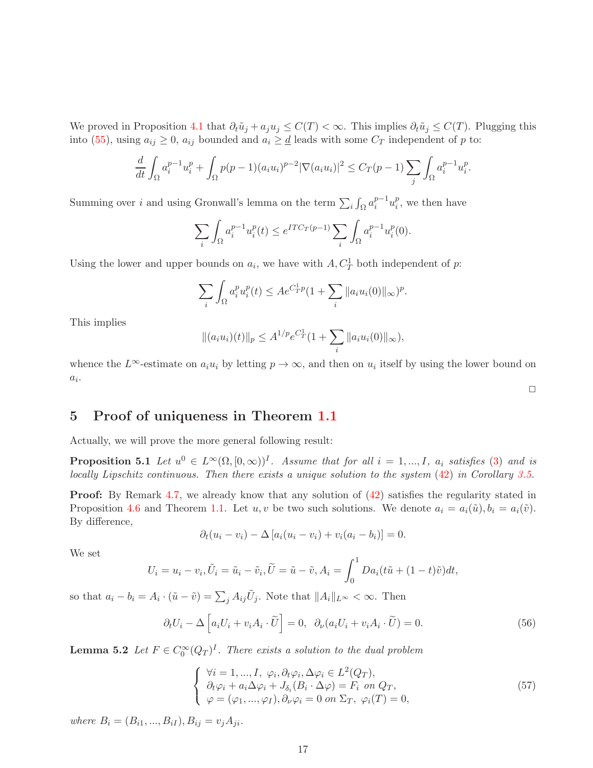We proved in Proposition 4.1 that $\partial_t \tilde{u}_j + a_j u_j \le C(T) < \infty$. This implies $\partial_t \tilde{u}_j \le C(T)$. Plugging this into (55), using $a_{ij} \ge 0$, $a_{ij}$ bounded and $a_i \ge \underline{d}$ leads with some $C_T$ independent of $p$ to:

$$\frac{d}{dt}\int_\Omega a_i^{p-1}u_i^p + \int_\Omega p(p-1)(a_iu_i)^{p-2}|\nabla(a_iu_i)|^2 \le C_T(p-1)\sum_j \int_\Omega a_i^{p-1}u_i^p.$$

Summing over $i$ and using Gronwall's lemma on the term $\sum_i \int_\Omega a_i^{p-1}u_i^p$, we then have

$$\sum_i \int_\Omega a_i^{p-1}u_i^p(t) \le e^{ITC_T(p-1)}\sum_i \int_\Omega a_i^{p-1}u_i^p(0).$$

Using the lower and upper bounds on $a_i$, we have with $A, C_T^1$ both independent of $p$:

$$\sum_i \int_\Omega a_i^p u_i^p(t) \le Ae^{C_T^1 p}(1 + \sum_i \|a_iu_i(0)\|_\infty)^p.$$

This implies

$$\|(a_iu_i)(t)\|_p \le A^{1/p}e^{C_T^1}(1 + \sum_i \|a_iu_i(0)\|_\infty),$$

whence the $L^\infty$-estimate on $a_iu_i$ by letting $p \to \infty$, and then on $u_i$ itself by using the lower bound on $a_i$.

□

## 5 Proof of uniqueness in Theorem 1.1

Actually, we will prove the more general following result:

**Proposition 5.1** *Let $u^0 \in L^\infty(\Omega, [0,\infty))^I$. Assume that for all $i = 1, ..., I$, $a_i$ satisfies (3) and is locally Lipschitz continuous. Then there exists a unique solution to the system (42) in Corollary 3.5.*

**Proof:** By Remark 4.7, we already know that any solution of (42) satisfies the regularity stated in Proposition 4.6 and Theorem 1.1. Let $u, v$ be two such solutions. We denote $a_i = a_i(\tilde{u}), b_i = a_i(\tilde{v})$. By difference,

$$\partial_t(u_i - v_i) - \Delta\left[a_i(u_i - v_i) + v_i(a_i - b_i)\right] = 0.$$

We set

$$U_i = u_i - v_i, \tilde{U}_i = \tilde{u}_i - \tilde{v}_i, \widetilde{U} = \tilde{u} - \tilde{v}, A_i = \int_0^1 Da_i(t\tilde{u} + (1-t)\tilde{v})dt,$$

so that $a_i - b_i = A_i \cdot (\tilde{u} - \tilde{v}) = \sum_j A_{ij}\tilde{U}_j$. Note that $\|A_i\|_{L^\infty} < \infty$. Then

$$\partial_t U_i - \Delta\left[a_iU_i + v_iA_i \cdot \widetilde{U}\right] = 0, \;\; \partial_\nu(a_iU_i + v_iA_i \cdot \widetilde{U}) = 0. \tag{56}$$

**Lemma 5.2** *Let $F \in C_0^\infty(Q_T)^I$. There exists a solution to the dual problem*

$$\begin{cases} \forall i = 1, ..., I, \;\; \varphi_i, \partial_t\varphi_i, \Delta\varphi_i \in L^2(Q_T), \\ \partial_t\varphi_i + a_i\Delta\varphi_i + J_{\delta_i}(B_i \cdot \Delta\varphi) = F_i \text{ on } Q_T, \\ \varphi = (\varphi_1, ..., \varphi_I), \partial_\nu\varphi_i = 0 \text{ on } \Sigma_T, \;\; \varphi_i(T) = 0, \end{cases} \tag{57}$$

*where $B_i = (B_{i1}, ..., B_{iI}), B_{ij} = v_jA_{ji}$.*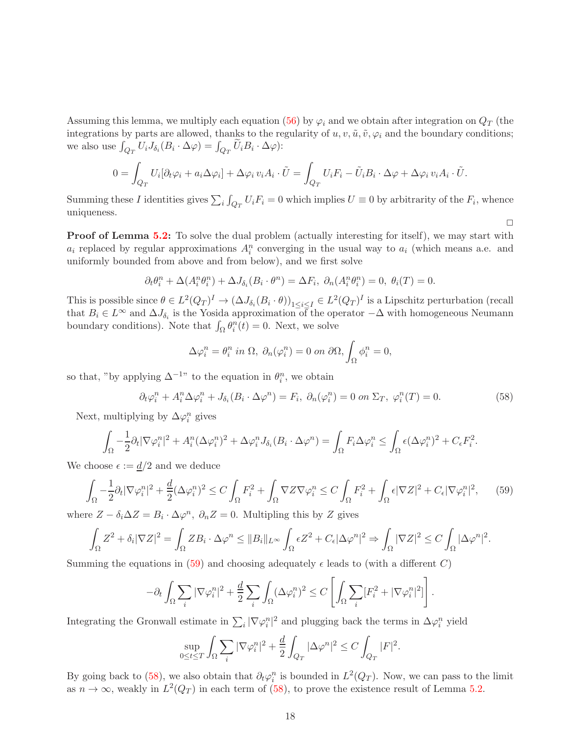Assuming this lemma, we multiply each equation (56) by $\varphi_i$ and we obtain after integration on $Q_T$ (the integrations by parts are allowed, thanks to the regularity of $u, v, \tilde{u}, \tilde{v}, \varphi_i$ and the boundary conditions; we also use $\int_{Q_T} U_i J_{\delta_i}(B_i \cdot \Delta\varphi) = \int_{Q_T} \widetilde{U}_i B_i \cdot \Delta\varphi$):

$$
0 = \int_{Q_T} U_i[\partial_t \varphi_i + a_i \Delta\varphi_i] + \Delta\varphi_i \, v_i A_i \cdot \tilde{U} = \int_{Q_T} U_i F_i - \tilde{U}_i B_i \cdot \Delta\varphi + \Delta\varphi_i \, v_i A_i \cdot \tilde{U}.
$$

Summing these $I$ identities gives $\sum_i \int_{Q_T} U_i F_i = 0$ which implies $U \equiv 0$ by arbitrarity of the $F_i$, whence uniqueness.

□

**Proof of Lemma 5.2:** To solve the dual problem (actually interesting for itself), we may start with $a_i$ replaced by regular approximations $A_i^n$ converging in the usual way to $a_i$ (which means a.e. and uniformly bounded from above and from below), and we first solve

$$
\partial_t \theta_i^n + \Delta(A_i^n \theta_i^n) + \Delta J_{\delta_i}(B_i \cdot \theta^n) = \Delta F_i, \; \partial_n(A_i^n \theta_i^n) = 0, \; \theta_i(T) = 0.
$$

This is possible since $\theta \in L^2(Q_T)^I \to (\Delta J_{\delta_i}(B_i \cdot \theta))_{1 \le i \le I} \in L^2(Q_T)^I$ is a Lipschitz perturbation (recall that $B_i \in L^\infty$ and $\Delta J_{\delta_i}$ is the Yosida approximation of the operator $-\Delta$ with homogeneous Neumann boundary conditions). Note that $\int_\Omega \theta_i^n(t) = 0$. Next, we solve

$$
\Delta\varphi_i^n = \theta_i^n \; in \; \Omega, \; \partial_n(\varphi_i^n) = 0 \; on \; \partial\Omega, \int_\Omega \phi_i^n = 0,
$$

so that, "by applying $\Delta^{-1}$" to the equation in $\theta_i^n$, we obtain

$$
\partial_t \varphi_i^n + A_i^n \Delta\varphi_i^n + J_{\delta_i}(B_i \cdot \Delta\varphi^n) = F_i, \; \partial_n(\varphi_i^n) = 0 \; on \; \Sigma_T, \; \varphi_i^n(T) = 0. \tag{58}
$$

Next, multiplying by $\Delta\varphi_i^n$ gives

$$
\int_\Omega -\frac{1}{2}\partial_t |\nabla\varphi_i^n|^2 + A_i^n(\Delta\varphi_i^n)^2 + \Delta\varphi_i^n J_{\delta_i}(B_i \cdot \Delta\varphi^n) = \int_\Omega F_i \Delta\varphi_i^n \le \int_\Omega \epsilon(\Delta\varphi_i^n)^2 + C_\epsilon F_i^2.
$$

We choose $\epsilon := \underline{d}/2$ and we deduce

$$
\int_\Omega -\frac{1}{2}\partial_t |\nabla\varphi_i^n|^2 + \frac{d}{2}(\Delta\varphi_i^n)^2 \le C\int_\Omega F_i^2 + \int_\Omega \nabla Z \nabla\varphi_i^n \le C\int_\Omega F_i^2 + \int_\Omega \epsilon|\nabla Z|^2 + C_\epsilon |\nabla\varphi_i^n|^2, \tag{59}
$$

where $Z - \delta_i \Delta Z = B_i \cdot \Delta\varphi^n, \; \partial_n Z = 0$. Multipling this by $Z$ gives

$$
\int_\Omega Z^2 + \delta_i |\nabla Z|^2 = \int_\Omega Z B_i \cdot \Delta\varphi^n \le \|B_i\|_{L^\infty} \int_\Omega \epsilon Z^2 + C_\epsilon |\Delta\varphi^n|^2 \Rightarrow \int_\Omega |\nabla Z|^2 \le C\int_\Omega |\Delta\varphi^n|^2.
$$

Summing the equations in (59) and choosing adequately $\epsilon$ leads to (with a different $C$)

$$
-\partial_t \int_\Omega \sum_i |\nabla\varphi_i^n|^2 + \frac{d}{2}\sum_i \int_\Omega (\Delta\varphi_i^n)^2 \le C\left[\int_\Omega \sum_i [F_i^2 + |\nabla\varphi_i^n|^2]\right].
$$

Integrating the Gronwall estimate in $\sum_i |\nabla\varphi_i^n|^2$ and plugging back the terms in $\Delta\varphi_i^n$ yield

$$
\sup_{0 \le t \le T} \int_\Omega \sum_i |\nabla\varphi_i^n|^2 + \frac{d}{2}\int_{Q_T} |\Delta\varphi^n|^2 \le C\int_{Q_T} |F|^2.
$$

By going back to (58), we also obtain that $\partial_t \varphi_i^n$ is bounded in $L^2(Q_T)$. Now, we can pass to the limit as $n \to \infty$, weakly in $L^2(Q_T)$ in each term of (58), to prove the existence result of Lemma 5.2.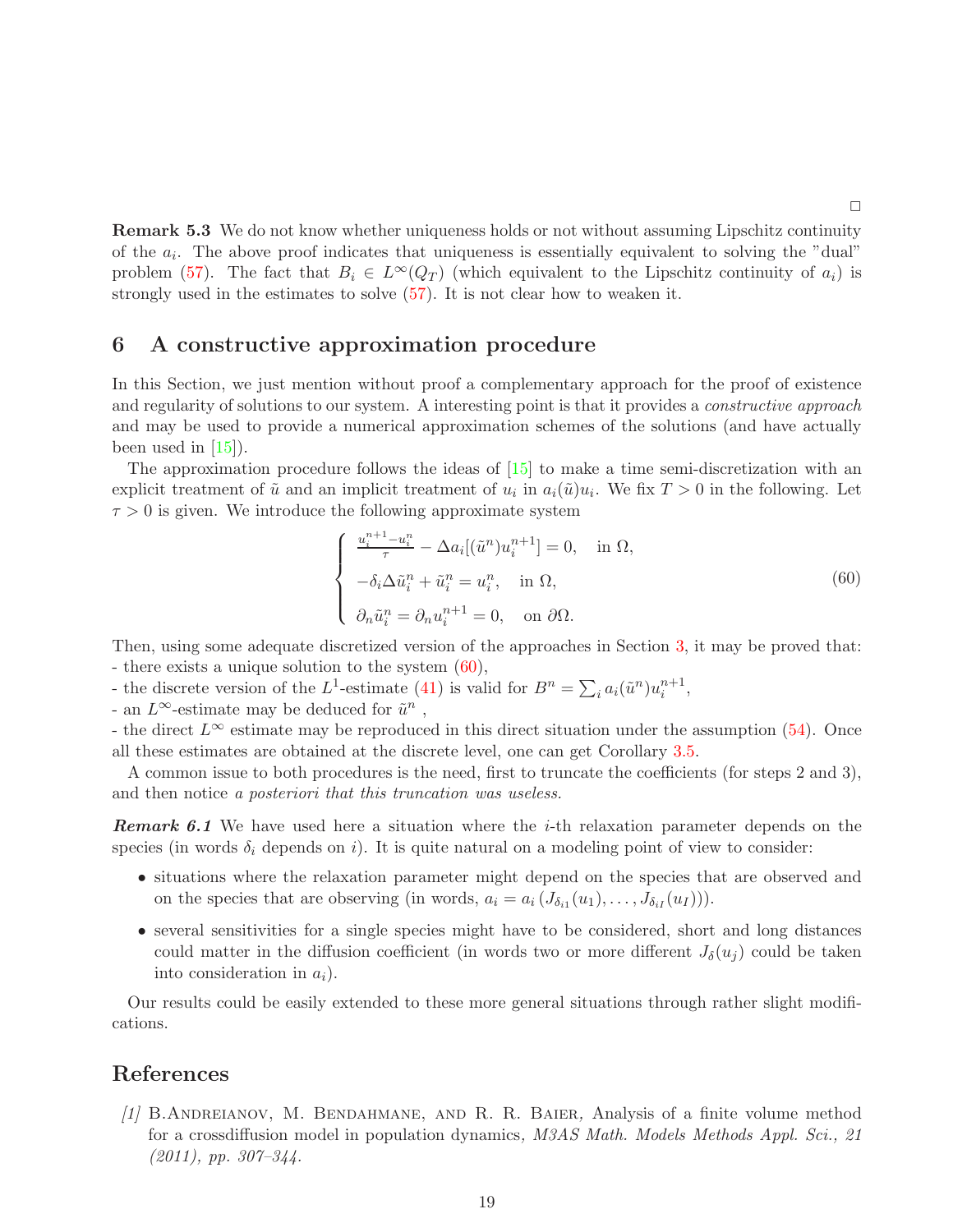□

**Remark 5.3** We do not know whether uniqueness holds or not without assuming Lipschitz continuity of the $a_i$. The above proof indicates that uniqueness is essentially equivalent to solving the "dual" problem (57). The fact that $B_i \in L^\infty(Q_T)$ (which equivalent to the Lipschitz continuity of $a_i$) is strongly used in the estimates to solve (57). It is not clear how to weaken it.

## 6 A constructive approximation procedure

In this Section, we just mention without proof a complementary approach for the proof of existence and regularity of solutions to our system. A interesting point is that it provides a *constructive approach* and may be used to provide a numerical approximation schemes of the solutions (and have actually been used in [15]).

The approximation procedure follows the ideas of [15] to make a time semi-discretization with an explicit treatment of $\tilde{u}$ and an implicit treatment of $u_i$ in $a_i(\tilde{u})u_i$. We fix $T > 0$ in the following. Let $\tau > 0$ is given. We introduce the following approximate system

$$
\begin{cases}
\frac{u_i^{n+1} - u_i^n}{\tau} - \Delta a_i[(\tilde{u}^n) u_i^{n+1}] = 0, \quad \text{in } \Omega, \\
-\delta_i \Delta \tilde{u}_i^n + \tilde{u}_i^n = u_i^n, \quad \text{in } \Omega, \\
\partial_n \tilde{u}_i^n = \partial_n u_i^{n+1} = 0, \quad \text{on } \partial\Omega.
\end{cases}
\tag{60}
$$

Then, using some adequate discretized version of the approaches in Section 3, it may be proved that:
- there exists a unique solution to the system (60),
- the discrete version of the $L^1$-estimate (41) is valid for $B^n = \sum_i a_i(\tilde{u}^n)u_i^{n+1}$,
- an $L^\infty$-estimate may be deduced for $\tilde{u}^n$ ,
- the direct $L^\infty$ estimate may be reproduced in this direct situation under the assumption (54). Once all these estimates are obtained at the discrete level, one can get Corollary 3.5.

A common issue to both procedures is the need, first to truncate the coefficients (for steps 2 and 3), and then notice *a posteriori that this truncation was useless.*

***Remark 6.1*** We have used here a situation where the $i$-th relaxation parameter depends on the species (in words $\delta_i$ depends on $i$). It is quite natural on a modeling point of view to consider:

- situations where the relaxation parameter might depend on the species that are observed and on the species that are observing (in words, $a_i = a_i\left(J_{\delta_{i1}}(u_1), \ldots, J_{\delta_{iI}}(u_I)\right)$).
- several sensitivities for a single species might have to be considered, short and long distances could matter in the diffusion coefficient (in words two or more different $J_\delta(u_j)$ could be taken into consideration in $a_i$).

Our results could be easily extended to these more general situations through rather slight modifications.

## References

*[1]* B.Andreianov, M. Bendahmane, and R. R. Baier*,* Analysis of a finite volume method for a crossdiffusion model in population dynamics*, M3AS Math. Models Methods Appl. Sci., 21 (2011), pp. 307–344.*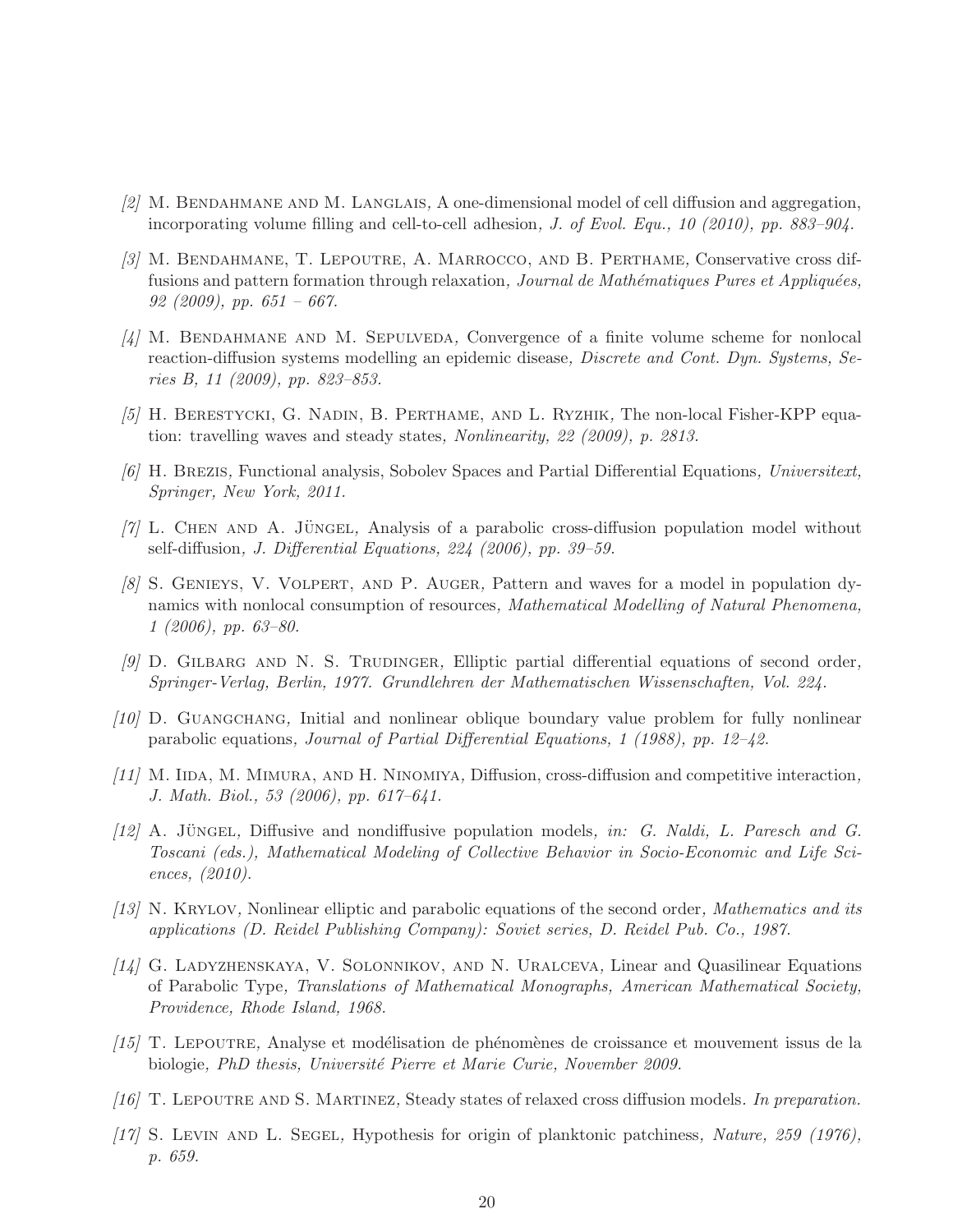[2] M. Bendahmane and M. Langlais, A one-dimensional model of cell diffusion and aggregation, incorporating volume filling and cell-to-cell adhesion, *J. of Evol. Equ., 10 (2010), pp. 883–904.*

[3] M. Bendahmane, T. Lepoutre, A. Marrocco, and B. Perthame, Conservative cross diffusions and pattern formation through relaxation, *Journal de Mathématiques Pures et Appliquées, 92 (2009), pp. 651 – 667.*

[4] M. Bendahmane and M. Sepulveda, Convergence of a finite volume scheme for nonlocal reaction-diffusion systems modelling an epidemic disease, *Discrete and Cont. Dyn. Systems, Series B, 11 (2009), pp. 823–853.*

[5] H. Berestycki, G. Nadin, B. Perthame, and L. Ryzhik, The non-local Fisher-KPP equation: travelling waves and steady states, *Nonlinearity, 22 (2009), p. 2813.*

[6] H. Brezis, Functional analysis, Sobolev Spaces and Partial Differential Equations, *Universitext, Springer, New York, 2011.*

[7] L. Chen and A. Jüngel, Analysis of a parabolic cross-diffusion population model without self-diffusion, *J. Differential Equations, 224 (2006), pp. 39–59.*

[8] S. Genieys, V. Volpert, and P. Auger, Pattern and waves for a model in population dynamics with nonlocal consumption of resources, *Mathematical Modelling of Natural Phenomena, 1 (2006), pp. 63–80.*

[9] D. Gilbarg and N. S. Trudinger, Elliptic partial differential equations of second order, *Springer-Verlag, Berlin, 1977. Grundlehren der Mathematischen Wissenschaften, Vol. 224.*

[10] D. Guangchang, Initial and nonlinear oblique boundary value problem for fully nonlinear parabolic equations, *Journal of Partial Differential Equations, 1 (1988), pp. 12–42.*

[11] M. Iida, M. Mimura, and H. Ninomiya, Diffusion, cross-diffusion and competitive interaction, *J. Math. Biol., 53 (2006), pp. 617–641.*

[12] A. Jüngel, Diffusive and nondiffusive population models, *in: G. Naldi, L. Paresch and G. Toscani (eds.), Mathematical Modeling of Collective Behavior in Socio-Economic and Life Sciences, (2010).*

[13] N. Krylov, Nonlinear elliptic and parabolic equations of the second order, *Mathematics and its applications (D. Reidel Publishing Company): Soviet series, D. Reidel Pub. Co., 1987.*

[14] G. Ladyzhenskaya, V. Solonnikov, and N. Uralceva, Linear and Quasilinear Equations of Parabolic Type, *Translations of Mathematical Monographs, American Mathematical Society, Providence, Rhode Island, 1968.*

[15] T. Lepoutre, Analyse et modélisation de phénomènes de croissance et mouvement issus de la biologie, *PhD thesis, Université Pierre et Marie Curie, November 2009.*

[16] T. Lepoutre and S. Martinez, Steady states of relaxed cross diffusion models. *In preparation.*

[17] S. Levin and L. Segel, Hypothesis for origin of planktonic patchiness, *Nature, 259 (1976), p. 659.*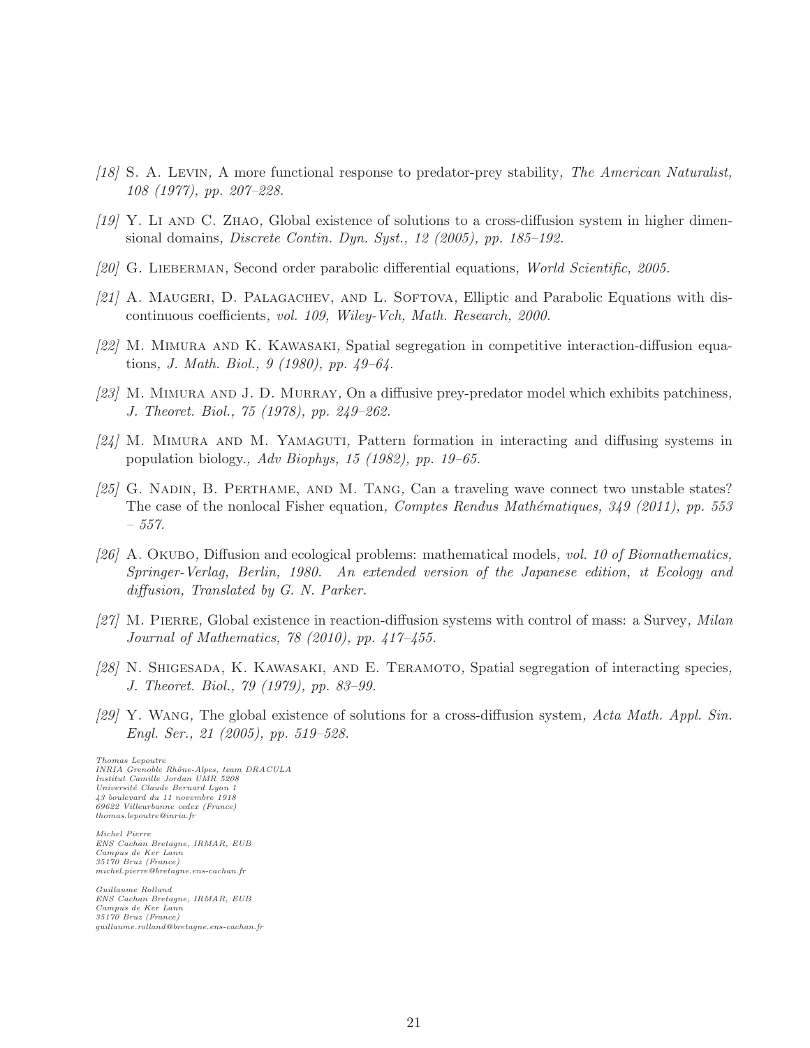[18] S. A. Levin, A more functional response to predator-prey stability, *The American Naturalist, 108 (1977), pp. 207–228.*

[19] Y. Li and C. Zhao, Global existence of solutions to a cross-diffusion system in higher dimensional domains, *Discrete Contin. Dyn. Syst., 12 (2005), pp. 185–192.*

[20] G. Lieberman, Second order parabolic differential equations, *World Scientific, 2005.*

[21] A. Maugeri, D. Palagachev, and L. Softova, Elliptic and Parabolic Equations with discontinuous coefficients, *vol. 109, Wiley-Vch, Math. Research, 2000.*

[22] M. Mimura and K. Kawasaki, Spatial segregation in competitive interaction-diffusion equations, *J. Math. Biol., 9 (1980), pp. 49–64.*

[23] M. Mimura and J. D. Murray, On a diffusive prey-predator model which exhibits patchiness, *J. Theoret. Biol., 75 (1978), pp. 249–262.*

[24] M. Mimura and M. Yamaguti, Pattern formation in interacting and diffusing systems in population biology., *Adv Biophys, 15 (1982), pp. 19–65.*

[25] G. Nadin, B. Perthame, and M. Tang, Can a traveling wave connect two unstable states? The case of the nonlocal Fisher equation, *Comptes Rendus Mathématiques, 349 (2011), pp. 553 – 557.*

[26] A. Okubo, Diffusion and ecological problems: mathematical models, *vol. 10 of Biomathematics, Springer-Verlag, Berlin, 1980. An extended version of the Japanese edition, ıt Ecology and diffusion, Translated by G. N. Parker.*

[27] M. Pierre, Global existence in reaction-diffusion systems with control of mass: a Survey, *Milan Journal of Mathematics, 78 (2010), pp. 417–455.*

[28] N. Shigesada, K. Kawasaki, and E. Teramoto, Spatial segregation of interacting species, *J. Theoret. Biol., 79 (1979), pp. 83–99.*

[29] Y. Wang, The global existence of solutions for a cross-diffusion system, *Acta Math. Appl. Sin. Engl. Ser., 21 (2005), pp. 519–528.*

*Thomas Lepoutre*
*INRIA Grenoble Rhône-Alpes, team DRACULA*
*Institut Camille Jordan UMR 5208*
*Université Claude Bernard Lyon 1*
*43 boulevard du 11 novembre 1918*
*69622 Villeurbanne cedex (France)*
*thomas.lepoutre@inria.fr*

*Michel Pierre*
*ENS Cachan Bretagne, IRMAR, EUB*
*Campus de Ker Lann*
*35170 Bruz (France)*
*michel.pierre@bretagne.ens-cachan.fr*

*Guillaume Rolland*
*ENS Cachan Bretagne, IRMAR, EUB*
*Campus de Ker Lann*
*35170 Bruz (France)*
*guillaume.rolland@bretagne.ens-cachan.fr*